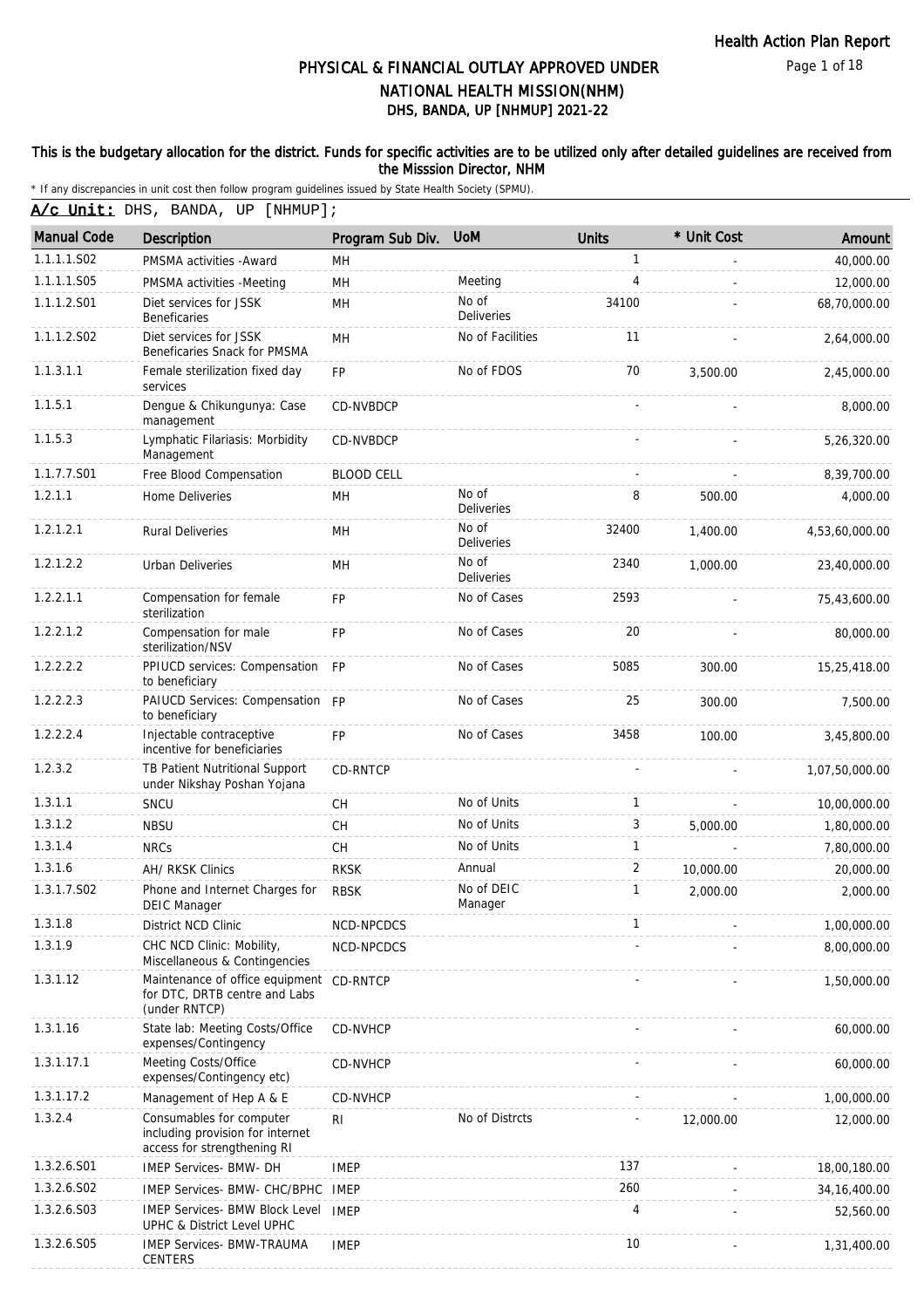# PHYSICAL & FINANCIAL OUTLAY APPROVED UNDER NATIONAL HEALTH MISSION(NHM)

## DHS, BANDA, UP [NHMUP] 2021-22

**This is the budgetary allocation for the district. Funds for specific activities are to be utilized only after detailed guidelines are received from the Misssion Director, NHM**

\* If any discrepancies in unit cost then follow program guidelines issued by State Health Society (SPMU).

**A/c Unit:** DHS, BANDA, UP [NHMUP];

| Manual Code | Description | Program Sub Div. | UoM | Units | * Unit Cost | Amount |
|---|---|---|---|---|---|---|
| 1.1.1.1.S02 | PMSMA activities -Award | MH | | 1 | - | 40,000.00 |
| 1.1.1.1.S05 | PMSMA activities -Meeting | MH | Meeting | 4 | - | 12,000.00 |
| 1.1.1.2.S01 | Diet services for JSSK Beneficaries | MH | No of Deliveries | 34100 | - | 68,70,000.00 |
| 1.1.1.2.S02 | Diet services for JSSK Beneficaries Snack for PMSMA | MH | No of Facilities | 11 | - | 2,64,000.00 |
| 1.1.3.1.1 | Female sterilization fixed day services | FP | No of FDOS | 70 | 3,500.00 | 2,45,000.00 |
| 1.1.5.1 | Dengue & Chikungunya: Case management | CD-NVBDCP | | - | - | 8,000.00 |
| 1.1.5.3 | Lymphatic Filariasis: Morbidity Management | CD-NVBDCP | | - | - | 5,26,320.00 |
| 1.1.7.7.S01 | Free Blood Compensation | BLOOD CELL | | - | - | 8,39,700.00 |
| 1.2.1.1 | Home Deliveries | MH | No of Deliveries | 8 | 500.00 | 4,000.00 |
| 1.2.1.2.1 | Rural Deliveries | MH | No of Deliveries | 32400 | 1,400.00 | 4,53,60,000.00 |
| 1.2.1.2.2 | Urban Deliveries | MH | No of Deliveries | 2340 | 1,000.00 | 23,40,000.00 |
| 1.2.2.1.1 | Compensation for female sterilization | FP | No of Cases | 2593 | - | 75,43,600.00 |
| 1.2.2.1.2 | Compensation for male sterilization/NSV | FP | No of Cases | 20 | - | 80,000.00 |
| 1.2.2.2.2 | PPIUCD services: Compensation to beneficiary | FP | No of Cases | 5085 | 300.00 | 15,25,418.00 |
| 1.2.2.2.3 | PAIUCD Services: Compensation to beneficiary | FP | No of Cases | 25 | 300.00 | 7,500.00 |
| 1.2.2.2.4 | Injectable contraceptive incentive for beneficiaries | FP | No of Cases | 3458 | 100.00 | 3,45,800.00 |
| 1.2.3.2 | TB Patient Nutritional Support under Nikshay Poshan Yojana | CD-RNTCP | | - | - | 1,07,50,000.00 |
| 1.3.1.1 | SNCU | CH | No of Units | 1 | - | 10,00,000.00 |
| 1.3.1.2 | NBSU | CH | No of Units | 3 | 5,000.00 | 1,80,000.00 |
| 1.3.1.4 | NRCs | CH | No of Units | 1 | - | 7,80,000.00 |
| 1.3.1.6 | AH/ RKSK Clinics | RKSK | Annual | 2 | 10,000.00 | 20,000.00 |
| 1.3.1.7.S02 | Phone and Internet Charges for DEIC Manager | RBSK | No of DEIC Manager | 1 | 2,000.00 | 2,000.00 |
| 1.3.1.8 | District NCD Clinic | NCD-NPCDCS | | 1 | - | 1,00,000.00 |
| 1.3.1.9 | CHC NCD Clinic: Mobility, Miscellaneous & Contingencies | NCD-NPCDCS | | - | - | 8,00,000.00 |
| 1.3.1.12 | Maintenance of office equipment for DTC, DRTB centre and Labs (under RNTCP) | CD-RNTCP | | - | - | 1,50,000.00 |
| 1.3.1.16 | State lab: Meeting Costs/Office expenses/Contingency | CD-NVHCP | | - | - | 60,000.00 |
| 1.3.1.17.1 | Meeting Costs/Office expenses/Contingency etc) | CD-NVHCP | | - | - | 60,000.00 |
| 1.3.1.17.2 | Management of Hep A & E | CD-NVHCP | | - | - | 1,00,000.00 |
| 1.3.2.4 | Consumables for computer including provision for internet access for strengthening RI | RI | No of Distrcts | - | 12,000.00 | 12,000.00 |
| 1.3.2.6.S01 | IMEP Services- BMW- DH | IMEP | | 137 | - | 18,00,180.00 |
| 1.3.2.6.S02 | IMEP Services- BMW- CHC/BPHC | IMEP | | 260 | - | 34,16,400.00 |
| 1.3.2.6.S03 | IMEP Services- BMW Block Level UPHC & District Level UPHC | IMEP | | 4 | - | 52,560.00 |
| 1.3.2.6.S05 | IMEP Services- BMW-TRAUMA CENTERS | IMEP | | 10 | - | 1,31,400.00 |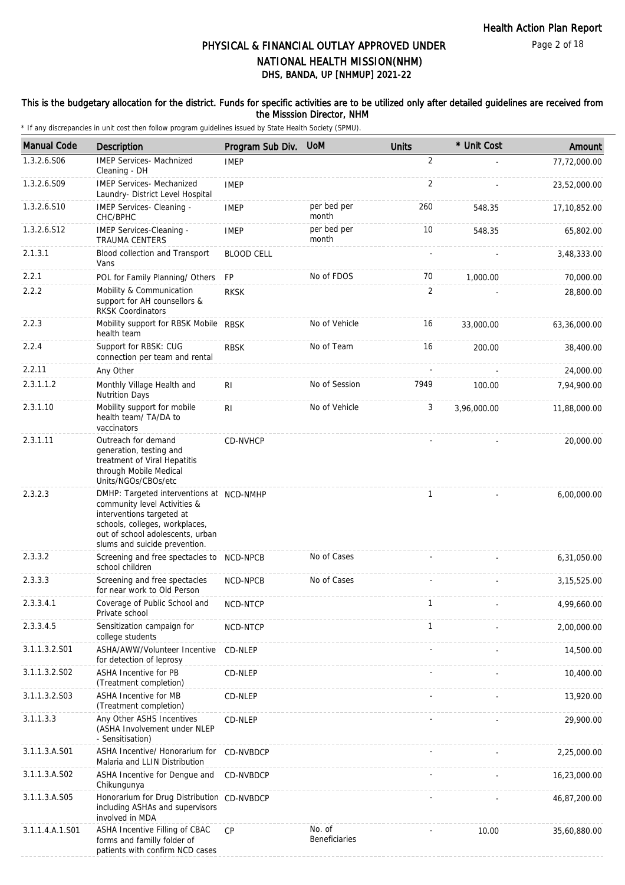# PHYSICAL & FINANCIAL OUTLAY APPROVED UNDER NATIONAL HEALTH MISSION(NHM)

## DHS, BANDA, UP [NHMUP] 2021-22

**This is the budgetary allocation for the district. Funds for specific activities are to be utilized only after detailed guidelines are received from the Misssion Director, NHM**

\* If any discrepancies in unit cost then follow program guidelines issued by State Health Society (SPMU).

| Manual Code | Description | Program Sub Div. | UoM | Units | * Unit Cost | Amount |
|---|---|---|---|---|---|---|
| 1.3.2.6.S06 | IMEP Services- Machnized Cleaning - DH | IMEP | | 2 | - | 77,72,000.00 |
| 1.3.2.6.S09 | IMEP Services- Mechanized Laundry- District Level Hospital | IMEP | | 2 | - | 23,52,000.00 |
| 1.3.2.6.S10 | IMEP Services- Cleaning - CHC/BPHC | IMEP | per bed per month | 260 | 548.35 | 17,10,852.00 |
| 1.3.2.6.S12 | IMEP Services-Cleaning - TRAUMA CENTERS | IMEP | per bed per month | 10 | 548.35 | 65,802.00 |
| 2.1.3.1 | Blood collection and Transport Vans | BLOOD CELL | | - | - | 3,48,333.00 |
| 2.2.1 | POL for Family Planning/ Others | FP | No of FDOS | 70 | 1,000.00 | 70,000.00 |
| 2.2.2 | Mobility & Communication support for AH counsellors & RKSK Coordinators | RKSK | | 2 | - | 28,800.00 |
| 2.2.3 | Mobility support for RBSK Mobile health team | RBSK | No of Vehicle | 16 | 33,000.00 | 63,36,000.00 |
| 2.2.4 | Support for RBSK: CUG connection per team and rental | RBSK | No of Team | 16 | 200.00 | 38,400.00 |
| 2.2.11 | Any Other | | | - | - | 24,000.00 |
| 2.3.1.1.2 | Monthly Village Health and Nutrition Days | RI | No of Session | 7949 | 100.00 | 7,94,900.00 |
| 2.3.1.10 | Mobility support for mobile health team/ TA/DA to vaccinators | RI | No of Vehicle | 3 | 3,96,000.00 | 11,88,000.00 |
| 2.3.1.11 | Outreach for demand generation, testing and treatment of Viral Hepatitis through Mobile Medical Units/NGOs/CBOs/etc | CD-NVHCP | | - | - | 20,000.00 |
| 2.3.2.3 | DMHP: Targeted interventions at community level Activities & interventions targeted at schools, colleges, workplaces, out of school adolescents, urban slums and suicide prevention. | NCD-NMHP | | 1 | - | 6,00,000.00 |
| 2.3.3.2 | Screening and free spectacles to school children | NCD-NPCB | No of Cases | - | - | 6,31,050.00 |
| 2.3.3.3 | Screening and free spectacles for near work to Old Person | NCD-NPCB | No of Cases | - | - | 3,15,525.00 |
| 2.3.3.4.1 | Coverage of Public School and Private school | NCD-NTCP | | 1 | - | 4,99,660.00 |
| 2.3.3.4.5 | Sensitization campaign for college students | NCD-NTCP | | 1 | - | 2,00,000.00 |
| 3.1.1.3.2.S01 | ASHA/AWW/Volunteer Incentive for detection of leprosy | CD-NLEP | | - | - | 14,500.00 |
| 3.1.1.3.2.S02 | ASHA Incentive for PB (Treatment completion) | CD-NLEP | | - | - | 10,400.00 |
| 3.1.1.3.2.S03 | ASHA Incentive for MB (Treatment completion) | CD-NLEP | | - | - | 13,920.00 |
| 3.1.1.3.3 | Any Other ASHS Incentives (ASHA Involvement under NLEP - Sensitisation) | CD-NLEP | | - | - | 29,900.00 |
| 3.1.1.3.A.S01 | ASHA Incentive/ Honorarium for Malaria and LLIN Distribution | CD-NVBDCP | | - | - | 2,25,000.00 |
| 3.1.1.3.A.S02 | ASHA Incentive for Dengue and Chikungunya | CD-NVBDCP | | - | - | 16,23,000.00 |
| 3.1.1.3.A.S05 | Honorarium for Drug Distribution including ASHAs and supervisors involved in MDA | CD-NVBDCP | | - | - | 46,87,200.00 |
| 3.1.1.4.A.1.S01 | ASHA Incentive Filling of CBAC forms and familly folder of patients with confirm NCD cases | CP | No. of Beneficiaries | - | 10.00 | 35,60,880.00 |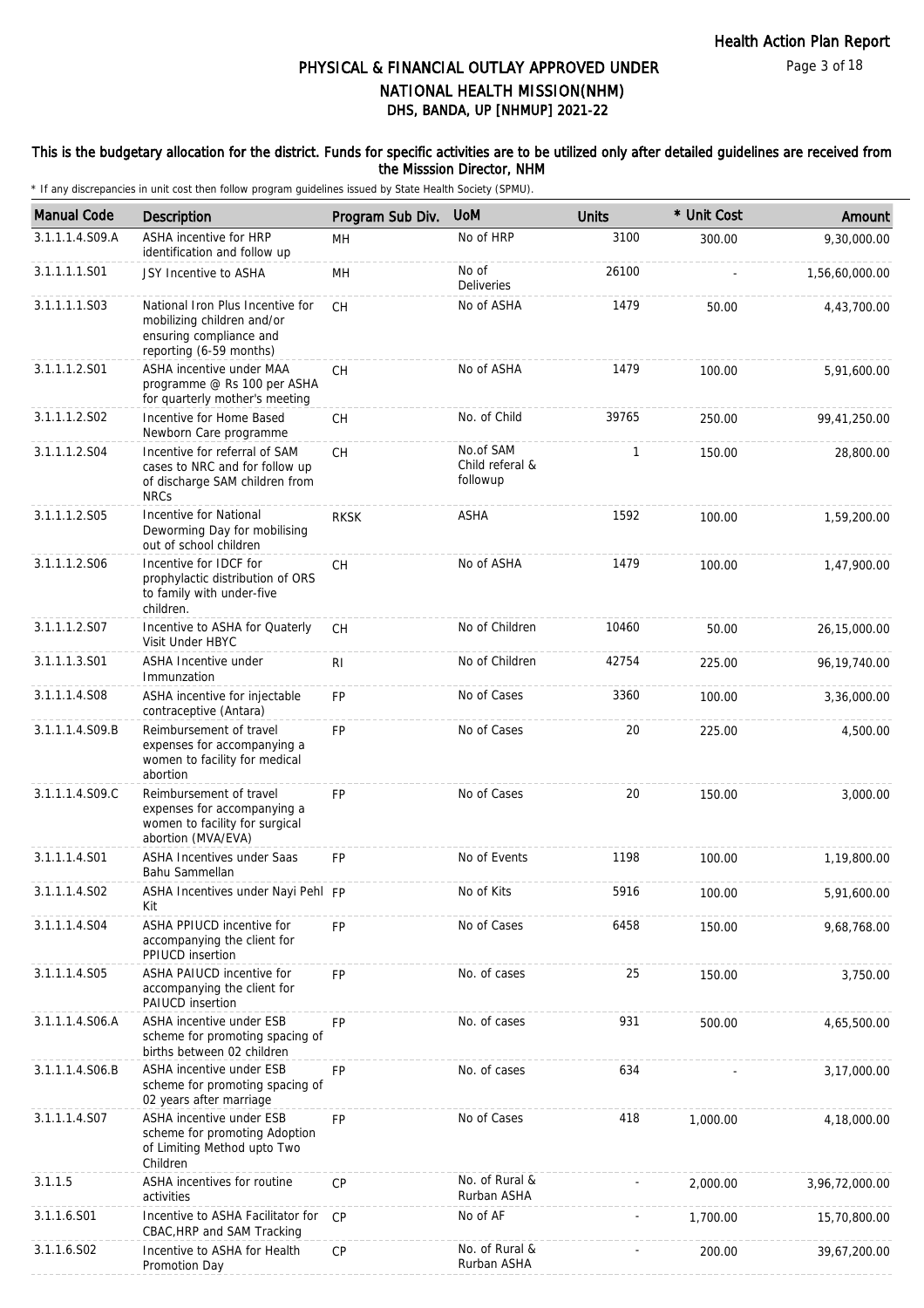# PHYSICAL & FINANCIAL OUTLAY APPROVED UNDER NATIONAL HEALTH MISSION(NHM)

## DHS, BANDA, UP [NHMUP] 2021-22

**This is the budgetary allocation for the district. Funds for specific activities are to be utilized only after detailed guidelines are received from the Misssion Director, NHM**

\* If any discrepancies in unit cost then follow program guidelines issued by State Health Society (SPMU).

| Manual Code | Description | Program Sub Div. | UoM | Units | * Unit Cost | Amount |
|---|---|---|---|---|---|---|
| 3.1.1.1.4.S09.A | ASHA incentive for HRP identification and follow up | MH | No of HRP | 3100 | 300.00 | 9,30,000.00 |
| 3.1.1.1.1.S01 | JSY Incentive to ASHA | MH | No of Deliveries | 26100 | - | 1,56,60,000.00 |
| 3.1.1.1.1.S03 | National Iron Plus Incentive for mobilizing children and/or ensuring compliance and reporting (6-59 months) | CH | No of ASHA | 1479 | 50.00 | 4,43,700.00 |
| 3.1.1.1.2.S01 | ASHA incentive under MAA programme @ Rs 100 per ASHA for quarterly mother's meeting | CH | No of ASHA | 1479 | 100.00 | 5,91,600.00 |
| 3.1.1.1.2.S02 | Incentive for Home Based Newborn Care programme | CH | No. of Child | 39765 | 250.00 | 99,41,250.00 |
| 3.1.1.1.2.S04 | Incentive for referral of SAM cases to NRC and for follow up of discharge SAM children from NRCs | CH | No.of SAM Child referal & followup | 1 | 150.00 | 28,800.00 |
| 3.1.1.1.2.S05 | Incentive for National Deworming Day for mobilising out of school children | RKSK | ASHA | 1592 | 100.00 | 1,59,200.00 |
| 3.1.1.1.2.S06 | Incentive for IDCF for prophylactic distribution of ORS to family with under-five children. | CH | No of ASHA | 1479 | 100.00 | 1,47,900.00 |
| 3.1.1.1.2.S07 | Incentive to ASHA for Quaterly Visit Under HBYC | CH | No of Children | 10460 | 50.00 | 26,15,000.00 |
| 3.1.1.1.3.S01 | ASHA Incentive under Immunzation | RI | No of Children | 42754 | 225.00 | 96,19,740.00 |
| 3.1.1.1.4.S08 | ASHA incentive for injectable contraceptive (Antara) | FP | No of Cases | 3360 | 100.00 | 3,36,000.00 |
| 3.1.1.1.4.S09.B | Reimbursement of travel expenses for accompanying a women to facility for medical abortion | FP | No of Cases | 20 | 225.00 | 4,500.00 |
| 3.1.1.1.4.S09.C | Reimbursement of travel expenses for accompanying a women to facility for surgical abortion (MVA/EVA) | FP | No of Cases | 20 | 150.00 | 3,000.00 |
| 3.1.1.1.4.S01 | ASHA Incentives under Saas Bahu Sammellan | FP | No of Events | 1198 | 100.00 | 1,19,800.00 |
| 3.1.1.1.4.S02 | ASHA Incentives under Nayi Pehl Kit | FP | No of Kits | 5916 | 100.00 | 5,91,600.00 |
| 3.1.1.1.4.S04 | ASHA PPIUCD incentive for accompanying the client for PPIUCD insertion | FP | No of Cases | 6458 | 150.00 | 9,68,768.00 |
| 3.1.1.1.4.S05 | ASHA PAIUCD incentive for accompanying the client for PAIUCD insertion | FP | No. of cases | 25 | 150.00 | 3,750.00 |
| 3.1.1.1.4.S06.A | ASHA incentive under ESB scheme for promoting spacing of births between 02 children | FP | No. of cases | 931 | 500.00 | 4,65,500.00 |
| 3.1.1.1.4.S06.B | ASHA incentive under ESB scheme for promoting spacing of 02 years after marriage | FP | No. of cases | 634 | - | 3,17,000.00 |
| 3.1.1.1.4.S07 | ASHA incentive under ESB scheme for promoting Adoption of Limiting Method upto Two Children | FP | No of Cases | 418 | 1,000.00 | 4,18,000.00 |
| 3.1.1.5 | ASHA incentives for routine activities | CP | No. of Rural & Rurban ASHA | - | 2,000.00 | 3,96,72,000.00 |
| 3.1.1.6.S01 | Incentive to ASHA Facilitator for CBAC,HRP and SAM Tracking | CP | No of AF | - | 1,700.00 | 15,70,800.00 |
| 3.1.1.6.S02 | Incentive to ASHA for Health Promotion Day | CP | No. of Rural & Rurban ASHA | - | 200.00 | 39,67,200.00 |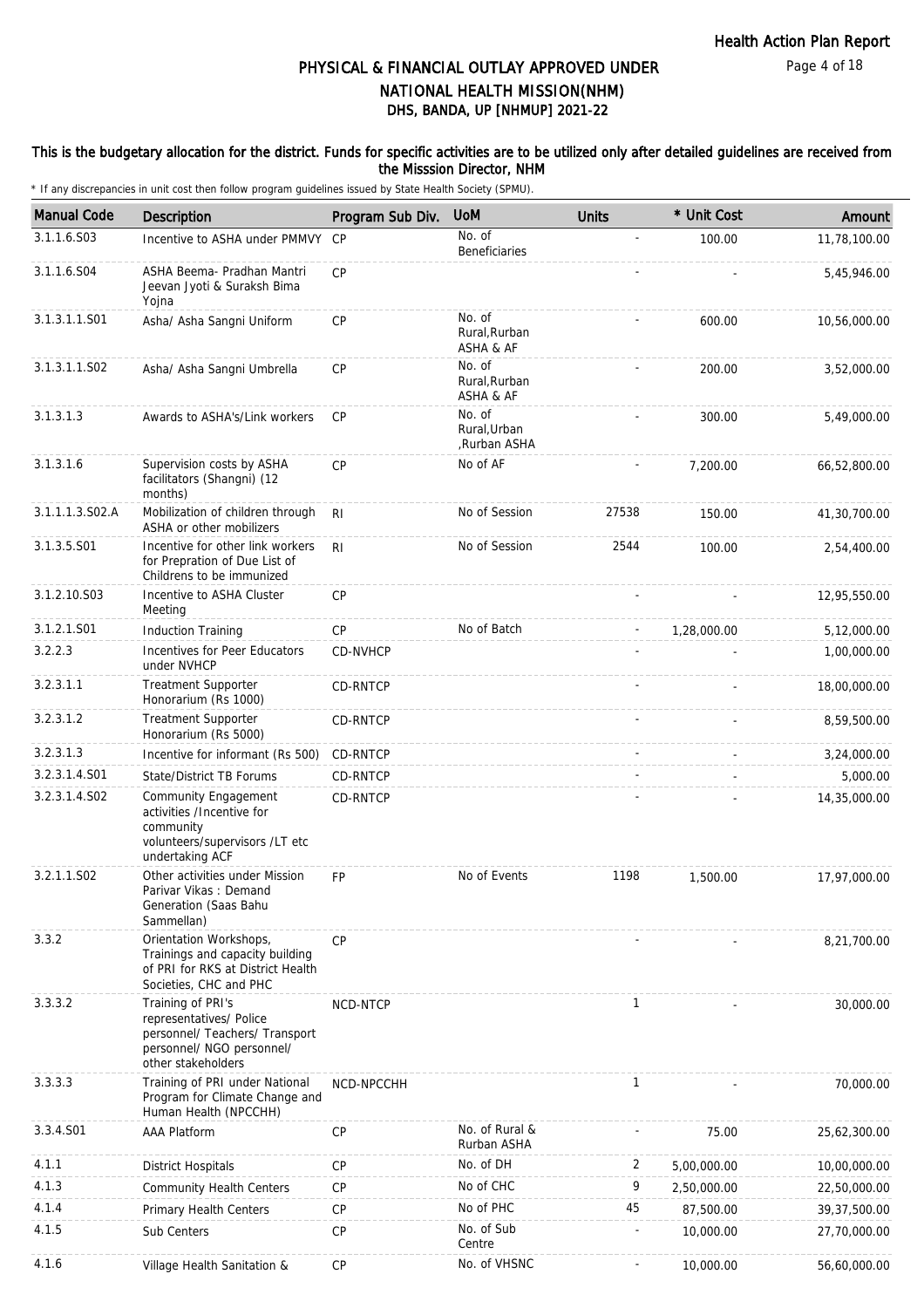# PHYSICAL & FINANCIAL OUTLAY APPROVED UNDER NATIONAL HEALTH MISSION(NHM)

## DHS, BANDA, UP [NHMUP] 2021-22

**This is the budgetary allocation for the district. Funds for specific activities are to be utilized only after detailed guidelines are received from the Misssion Director, NHM**

\* If any discrepancies in unit cost then follow program guidelines issued by State Health Society (SPMU).

| Manual Code | Description | Program Sub Div. | UoM | Units | * Unit Cost | Amount |
|---|---|---|---|---|---|---|
| 3.1.1.6.S03 | Incentive to ASHA under PMMVY | CP | No. of Beneficiaries | - | 100.00 | 11,78,100.00 |
| 3.1.1.6.S04 | ASHA Beema- Pradhan Mantri Jeevan Jyoti & Suraksh Bima Yojna | CP | | - | - | 5,45,946.00 |
| 3.1.3.1.1.S01 | Asha/ Asha Sangni Uniform | CP | No. of Rural,Rurban ASHA & AF | - | 600.00 | 10,56,000.00 |
| 3.1.3.1.1.S02 | Asha/ Asha Sangni Umbrella | CP | No. of Rural,Rurban ASHA & AF | - | 200.00 | 3,52,000.00 |
| 3.1.3.1.3 | Awards to ASHA's/Link workers | CP | No. of Rural,Urban ,Rurban ASHA | - | 300.00 | 5,49,000.00 |
| 3.1.3.1.6 | Supervision costs by ASHA facilitators (Shangni) (12 months) | CP | No of AF | - | 7,200.00 | 66,52,800.00 |
| 3.1.1.1.3.S02.A | Mobilization of children through ASHA or other mobilizers | RI | No of Session | 27538 | 150.00 | 41,30,700.00 |
| 3.1.3.5.S01 | Incentive for other link workers for Prepration of Due List of Childrens to be immunized | RI | No of Session | 2544 | 100.00 | 2,54,400.00 |
| 3.1.2.10.S03 | Incentive to ASHA Cluster Meeting | CP | | - | - | 12,95,550.00 |
| 3.1.2.1.S01 | Induction Training | CP | No of Batch | - | 1,28,000.00 | 5,12,000.00 |
| 3.2.2.3 | Incentives for Peer Educators under NVHCP | CD-NVHCP | | - | - | 1,00,000.00 |
| 3.2.3.1.1 | Treatment Supporter Honorarium (Rs 1000) | CD-RNTCP | | - | - | 18,00,000.00 |
| 3.2.3.1.2 | Treatment Supporter Honorarium (Rs 5000) | CD-RNTCP | | - | - | 8,59,500.00 |
| 3.2.3.1.3 | Incentive for informant (Rs 500) | CD-RNTCP | | - | - | 3,24,000.00 |
| 3.2.3.1.4.S01 | State/District TB Forums | CD-RNTCP | | - | - | 5,000.00 |
| 3.2.3.1.4.S02 | Community Engagement activities /Incentive for community volunteers/supervisors /LT etc undertaking ACF | CD-RNTCP | | - | - | 14,35,000.00 |
| 3.2.1.1.S02 | Other activities under Mission Parivar Vikas : Demand Generation (Saas Bahu Sammellan) | FP | No of Events | 1198 | 1,500.00 | 17,97,000.00 |
| 3.3.2 | Orientation Workshops, Trainings and capacity building of PRI for RKS at District Health Societies, CHC and PHC | CP | | - | - | 8,21,700.00 |
| 3.3.3.2 | Training of PRI's representatives/ Police personnel/ Teachers/ Transport personnel/ NGO personnel/ other stakeholders | NCD-NTCP | | 1 | - | 30,000.00 |
| 3.3.3.3 | Training of PRI under National Program for Climate Change and Human Health (NPCCHH) | NCD-NPCCHH | | 1 | - | 70,000.00 |
| 3.3.4.S01 | AAA Platform | CP | No. of Rural & Rurban ASHA | - | 75.00 | 25,62,300.00 |
| 4.1.1 | District Hospitals | CP | No. of DH | 2 | 5,00,000.00 | 10,00,000.00 |
| 4.1.3 | Community Health Centers | CP | No of CHC | 9 | 2,50,000.00 | 22,50,000.00 |
| 4.1.4 | Primary Health Centers | CP | No of PHC | 45 | 87,500.00 | 39,37,500.00 |
| 4.1.5 | Sub Centers | CP | No. of Sub Centre | - | 10,000.00 | 27,70,000.00 |
| 4.1.6 | Village Health Sanitation & | CP | No. of VHSNC | - | 10,000.00 | 56,60,000.00 |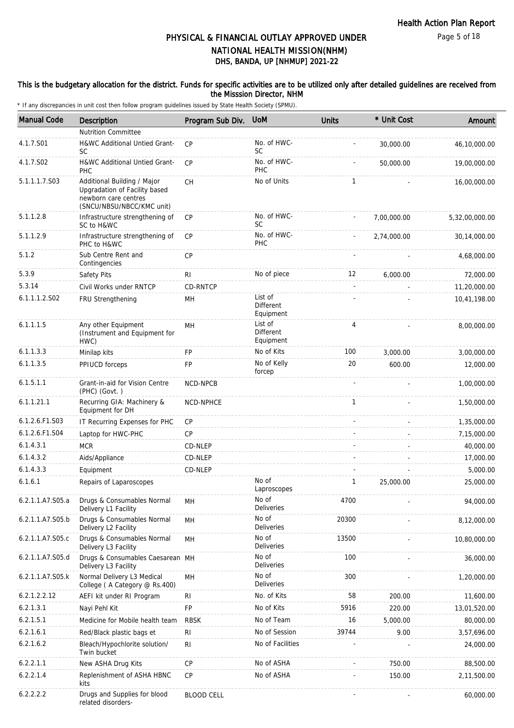# PHYSICAL & FINANCIAL OUTLAY APPROVED UNDER NATIONAL HEALTH MISSION(NHM)
## DHS, BANDA, UP [NHMUP] 2021-22

**This is the budgetary allocation for the district. Funds for specific activities are to be utilized only after detailed guidelines are received from the Misssion Director, NHM**

\* If any discrepancies in unit cost then follow program guidelines issued by State Health Society (SPMU).

| Manual Code | Description | Program Sub Div. | UoM | Units | * Unit Cost | Amount |
|---|---|---|---|---|---|---|
| | Nutrition Committee | | | | | |
| 4.1.7.S01 | H&WC Additional Untied Grant-SC | CP | No. of HWC-SC | - | 30,000.00 | 46,10,000.00 |
| 4.1.7.S02 | H&WC Additional Untied Grant-PHC | CP | No. of HWC-PHC | - | 50,000.00 | 19,00,000.00 |
| 5.1.1.1.7.S03 | Additional Building / Major Upgradation of Facility based newborn care centres (SNCU/NBSU/NBCC/KMC unit) | CH | No of Units | 1 | - | 16,00,000.00 |
| 5.1.1.2.8 | Infrastructure strengthening of SC to H&WC | CP | No. of HWC-SC | - | 7,00,000.00 | 5,32,00,000.00 |
| 5.1.1.2.9 | Infrastructure strengthening of PHC to H&WC | CP | No. of HWC-PHC | - | 2,74,000.00 | 30,14,000.00 |
| 5.1.2 | Sub Centre Rent and Contingencies | CP | | - | - | 4,68,000.00 |
| 5.3.9 | Safety Pits | RI | No of piece | 12 | 6,000.00 | 72,000.00 |
| 5.3.14 | Civil Works under RNTCP | CD-RNTCP | | - | - | 11,20,000.00 |
| 6.1.1.1.2.S02 | FRU Strengthening | MH | List of Different Equipment | - | - | 10,41,198.00 |
| 6.1.1.1.5 | Any other Equipment (Instrument and Equipment for HWC) | MH | List of Different Equipment | 4 | - | 8,00,000.00 |
| 6.1.1.3.3 | Minilap kits | FP | No of Kits | 100 | 3,000.00 | 3,00,000.00 |
| 6.1.1.3.5 | PPIUCD forceps | FP | No of Kelly forcep | 20 | 600.00 | 12,000.00 |
| 6.1.5.1.1 | Grant-in-aid for Vision Centre (PHC) (Govt. ) | NCD-NPCB | | - | - | 1,00,000.00 |
| 6.1.1.21.1 | Recurring GIA: Machinery & Equipment for DH | NCD-NPHCE | | 1 | - | 1,50,000.00 |
| 6.1.2.6.F1.S03 | IT Recurring Expenses for PHC | CP | | - | - | 1,35,000.00 |
| 6.1.2.6.F1.S04 | Laptop for HWC-PHC | CP | | - | - | 7,15,000.00 |
| 6.1.4.3.1 | MCR | CD-NLEP | | - | - | 40,000.00 |
| 6.1.4.3.2 | Aids/Appliance | CD-NLEP | | - | - | 17,000.00 |
| 6.1.4.3.3 | Equipment | CD-NLEP | | - | - | 5,000.00 |
| 6.1.6.1 | Repairs of Laparoscopes | | No of Laproscopes | 1 | 25,000.00 | 25,000.00 |
| 6.2.1.1.A7.S05.a | Drugs & Consumables Normal Delivery L1 Facility | MH | No of Deliveries | 4700 | - | 94,000.00 |
| 6.2.1.1.A7.S05.b | Drugs & Consumables Normal Delivery L2 Facility | MH | No of Deliveries | 20300 | - | 8,12,000.00 |
| 6.2.1.1.A7.S05.c | Drugs & Consumables Normal Delivery L3 Facility | MH | No of Deliveries | 13500 | - | 10,80,000.00 |
| 6.2.1.1.A7.S05.d | Drugs & Consumables Caesarean Delivery L3 Facility | MH | No of Deliveries | 100 | - | 36,000.00 |
| 6.2.1.1.A7.S05.k | Normal Delivery L3 Medical College ( A Category @ Rs.400) | MH | No of Deliveries | 300 | - | 1,20,000.00 |
| 6.2.1.2.2.12 | AEFI kit under RI Program | RI | No. of Kits | 58 | 200.00 | 11,600.00 |
| 6.2.1.3.1 | Nayi Pehl Kit | FP | No of Kits | 5916 | 220.00 | 13,01,520.00 |
| 6.2.1.5.1 | Medicine for Mobile health team | RBSK | No of Team | 16 | 5,000.00 | 80,000.00 |
| 6.2.1.6.1 | Red/Black plastic bags et | RI | No of Session | 39744 | 9.00 | 3,57,696.00 |
| 6.2.1.6.2 | Bleach/Hypochlorite solution/ Twin bucket | RI | No of Facilities | - | - | 24,000.00 |
| 6.2.2.1.1 | New ASHA Drug Kits | CP | No of ASHA | - | 750.00 | 88,500.00 |
| 6.2.2.1.4 | Replenishment of ASHA HBNC kits | CP | No of ASHA | - | 150.00 | 2,11,500.00 |
| 6.2.2.2.2 | Drugs and Supplies for blood related disorders- | BLOOD CELL | | - | - | 60,000.00 |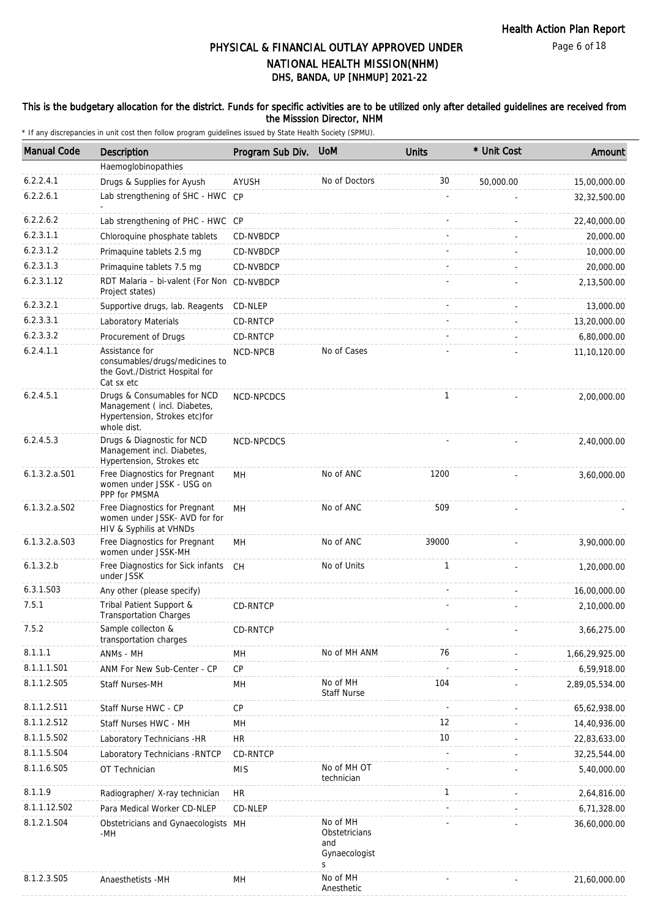# PHYSICAL & FINANCIAL OUTLAY APPROVED UNDER NATIONAL HEALTH MISSION(NHM)
## DHS, BANDA, UP [NHMUP] 2021-22

**This is the budgetary allocation for the district. Funds for specific activities are to be utilized only after detailed guidelines are received from the Misssion Director, NHM**

\* If any discrepancies in unit cost then follow program guidelines issued by State Health Society (SPMU).

| Manual Code | Description | Program Sub Div. | UoM | Units | * Unit Cost | Amount |
|---|---|---|---|---|---|---|
| | Haemoglobinopathies | | | | | |
| 6.2.2.4.1 | Drugs & Supplies for Ayush | AYUSH | No of Doctors | 30 | 50,000.00 | 15,00,000.00 |
| 6.2.2.6.1 | Lab strengthening of SHC - HWC - | CP | | - | - | 32,32,500.00 |
| 6.2.2.6.2 | Lab strengthening of PHC - HWC | CP | | - | - | 22,40,000.00 |
| 6.2.3.1.1 | Chloroquine phosphate tablets | CD-NVBDCP | | - | - | 20,000.00 |
| 6.2.3.1.2 | Primaquine tablets 2.5 mg | CD-NVBDCP | | - | - | 10,000.00 |
| 6.2.3.1.3 | Primaquine tablets 7.5 mg | CD-NVBDCP | | - | - | 20,000.00 |
| 6.2.3.1.12 | RDT Malaria – bi-valent (For Non Project states) | CD-NVBDCP | | - | - | 2,13,500.00 |
| 6.2.3.2.1 | Supportive drugs, lab. Reagents | CD-NLEP | | - | - | 13,000.00 |
| 6.2.3.3.1 | Laboratory Materials | CD-RNTCP | | - | - | 13,20,000.00 |
| 6.2.3.3.2 | Procurement of Drugs | CD-RNTCP | | - | - | 6,80,000.00 |
| 6.2.4.1.1 | Assistance for consumables/drugs/medicines to the Govt./District Hospital for Cat sx etc | NCD-NPCB | No of Cases | - | - | 11,10,120.00 |
| 6.2.4.5.1 | Drugs & Consumables for NCD Management ( incl. Diabetes, Hypertension, Strokes etc)for whole dist. | NCD-NPCDCS | | 1 | - | 2,00,000.00 |
| 6.2.4.5.3 | Drugs & Diagnostic for NCD Management incl. Diabetes, Hypertension, Strokes etc | NCD-NPCDCS | | - | - | 2,40,000.00 |
| 6.1.3.2.a.S01 | Free Diagnostics for Pregnant women under JSSK - USG on PPP for PMSMA | MH | No of ANC | 1200 | - | 3,60,000.00 |
| 6.1.3.2.a.S02 | Free Diagnostics for Pregnant women under JSSK- AVD for for HIV & Syphilis at VHNDs | MH | No of ANC | 509 | - | - |
| 6.1.3.2.a.S03 | Free Diagnostics for Pregnant women under JSSK-MH | MH | No of ANC | 39000 | - | 3,90,000.00 |
| 6.1.3.2.b | Free Diagnostics for Sick infants under JSSK | CH | No of Units | 1 | - | 1,20,000.00 |
| 6.3.1.S03 | Any other (please specify) | | | - | - | 16,00,000.00 |
| 7.5.1 | Tribal Patient Support & Transportation Charges | CD-RNTCP | | - | - | 2,10,000.00 |
| 7.5.2 | Sample collecton & transportation charges | CD-RNTCP | | - | - | 3,66,275.00 |
| 8.1.1.1 | ANMs - MH | MH | No of MH ANM | 76 | - | 1,66,29,925.00 |
| 8.1.1.1.S01 | ANM For New Sub-Center - CP | CP | | - | - | 6,59,918.00 |
| 8.1.1.2.S05 | Staff Nurses-MH | MH | No of MH Staff Nurse | 104 | - | 2,89,05,534.00 |
| 8.1.1.2.S11 | Staff Nurse HWC - CP | CP | | - | - | 65,62,938.00 |
| 8.1.1.2.S12 | Staff Nurses HWC - MH | MH | | 12 | - | 14,40,936.00 |
| 8.1.1.5.S02 | Laboratory Technicians -HR | HR | | 10 | - | 22,83,633.00 |
| 8.1.1.5.S04 | Laboratory Technicians -RNTCP | CD-RNTCP | | - | - | 32,25,544.00 |
| 8.1.1.6.S05 | OT Technician | MIS | No of MH OT technician | - | - | 5,40,000.00 |
| 8.1.1.9 | Radiographer/ X-ray technician | HR | | 1 | - | 2,64,816.00 |
| 8.1.1.12.S02 | Para Medical Worker CD-NLEP | CD-NLEP | | - | - | 6,71,328.00 |
| 8.1.2.1.S04 | Obstetricians and Gynaecologists -MH | MH | No of MH Obstetricians and Gynaecologists | - | - | 36,60,000.00 |
| 8.1.2.3.S05 | Anaesthetists -MH | MH | No of MH Anesthetic | - | - | 21,60,000.00 |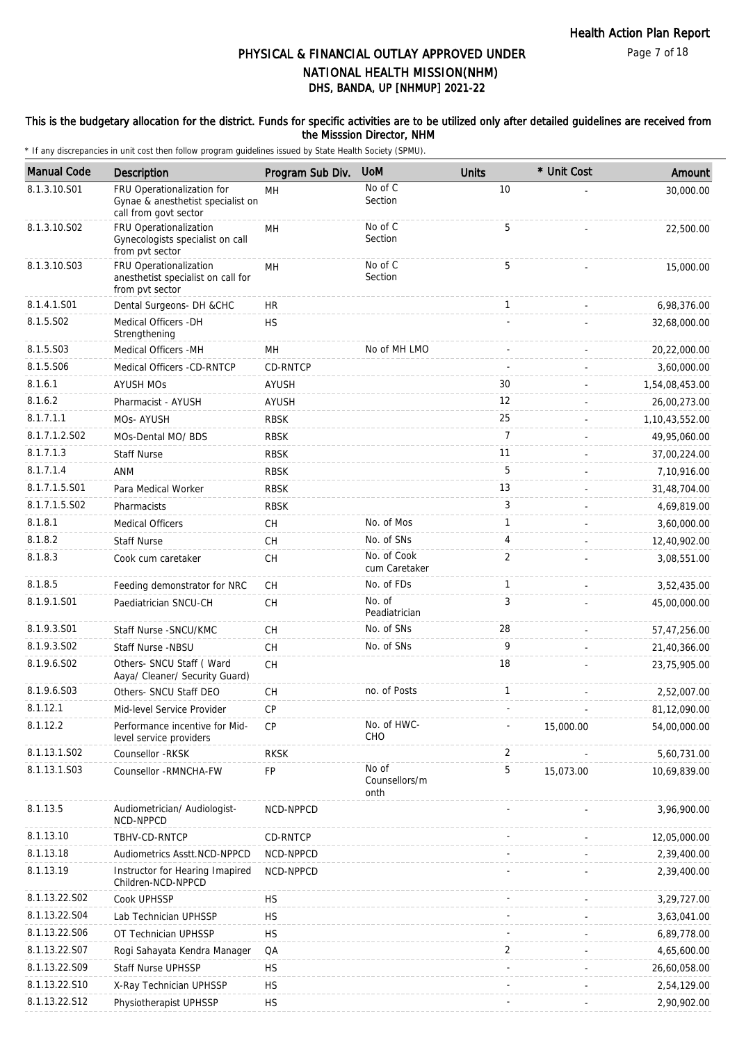# PHYSICAL & FINANCIAL OUTLAY APPROVED UNDER NATIONAL HEALTH MISSION(NHM)
## DHS, BANDA, UP [NHMUP] 2021-22

**This is the budgetary allocation for the district. Funds for specific activities are to be utilized only after detailed guidelines are received from the Misssion Director, NHM**

\* If any discrepancies in unit cost then follow program guidelines issued by State Health Society (SPMU).

| Manual Code | Description | Program Sub Div. | UoM | Units | * Unit Cost | Amount |
|---|---|---|---|---|---|---|
| 8.1.3.10.S01 | FRU Operationalization for Gynae & anesthetist specialist on call from govt sector | MH | No of C Section | 10 | - | 30,000.00 |
| 8.1.3.10.S02 | FRU Operationalization Gynecologists specialist on call from pvt sector | MH | No of C Section | 5 | - | 22,500.00 |
| 8.1.3.10.S03 | FRU Operationalization anesthetist specialist on call for from pvt sector | MH | No of C Section | 5 | - | 15,000.00 |
| 8.1.4.1.S01 | Dental Surgeons- DH &CHC | HR | | 1 | - | 6,98,376.00 |
| 8.1.5.S02 | Medical Officers -DH Strengthening | HS | | - | - | 32,68,000.00 |
| 8.1.5.S03 | Medical Officers -MH | MH | No of MH LMO | - | - | 20,22,000.00 |
| 8.1.5.S06 | Medical Officers -CD-RNTCP | CD-RNTCP | | - | - | 3,60,000.00 |
| 8.1.6.1 | AYUSH MOs | AYUSH | | 30 | - | 1,54,08,453.00 |
| 8.1.6.2 | Pharmacist - AYUSH | AYUSH | | 12 | - | 26,00,273.00 |
| 8.1.7.1.1 | MOs- AYUSH | RBSK | | 25 | - | 1,10,43,552.00 |
| 8.1.7.1.2.S02 | MOs-Dental MO/ BDS | RBSK | | 7 | - | 49,95,060.00 |
| 8.1.7.1.3 | Staff Nurse | RBSK | | 11 | - | 37,00,224.00 |
| 8.1.7.1.4 | ANM | RBSK | | 5 | - | 7,10,916.00 |
| 8.1.7.1.5.S01 | Para Medical Worker | RBSK | | 13 | - | 31,48,704.00 |
| 8.1.7.1.5.S02 | Pharmacists | RBSK | | 3 | - | 4,69,819.00 |
| 8.1.8.1 | Medical Officers | CH | No. of Mos | 1 | - | 3,60,000.00 |
| 8.1.8.2 | Staff Nurse | CH | No. of SNs | 4 | - | 12,40,902.00 |
| 8.1.8.3 | Cook cum caretaker | CH | No. of Cook cum Caretaker | 2 | - | 3,08,551.00 |
| 8.1.8.5 | Feeding demonstrator for NRC | CH | No. of FDs | 1 | - | 3,52,435.00 |
| 8.1.9.1.S01 | Paediatrician SNCU-CH | CH | No. of Peadiatrician | 3 | - | 45,00,000.00 |
| 8.1.9.3.S01 | Staff Nurse -SNCU/KMC | CH | No. of SNs | 28 | - | 57,47,256.00 |
| 8.1.9.3.S02 | Staff Nurse -NBSU | CH | No. of SNs | 9 | - | 21,40,366.00 |
| 8.1.9.6.S02 | Others- SNCU Staff ( Ward Aaya/ Cleaner/ Security Guard) | CH | | 18 | - | 23,75,905.00 |
| 8.1.9.6.S03 | Others- SNCU Staff DEO | CH | no. of Posts | 1 | - | 2,52,007.00 |
| 8.1.12.1 | Mid-level Service Provider | CP | | - | - | 81,12,090.00 |
| 8.1.12.2 | Performance incentive for Mid-level service providers | CP | No. of HWC-CHO | - | 15,000.00 | 54,00,000.00 |
| 8.1.13.1.S02 | Counsellor -RKSK | RKSK | | 2 | - | 5,60,731.00 |
| 8.1.13.1.S03 | Counsellor -RMNCHA-FW | FP | No of Counsellors/month | 5 | 15,073.00 | 10,69,839.00 |
| 8.1.13.5 | Audiometrician/ Audiologist-NCD-NPPCD | NCD-NPPCD | | - | - | 3,96,900.00 |
| 8.1.13.10 | TBHV-CD-RNTCP | CD-RNTCP | | - | - | 12,05,000.00 |
| 8.1.13.18 | Audiometrics Asstt.NCD-NPPCD | NCD-NPPCD | | - | - | 2,39,400.00 |
| 8.1.13.19 | Instructor for Hearing Imapired Children-NCD-NPPCD | NCD-NPPCD | | - | - | 2,39,400.00 |
| 8.1.13.22.S02 | Cook UPHSSP | HS | | - | - | 3,29,727.00 |
| 8.1.13.22.S04 | Lab Technician UPHSSP | HS | | - | - | 3,63,041.00 |
| 8.1.13.22.S06 | OT Technician UPHSSP | HS | | - | - | 6,89,778.00 |
| 8.1.13.22.S07 | Rogi Sahayata Kendra Manager | QA | | 2 | - | 4,65,600.00 |
| 8.1.13.22.S09 | Staff Nurse UPHSSP | HS | | - | - | 26,60,058.00 |
| 8.1.13.22.S10 | X-Ray Technician UPHSSP | HS | | - | - | 2,54,129.00 |
| 8.1.13.22.S12 | Physiotherapist UPHSSP | HS | | - | - | 2,90,902.00 |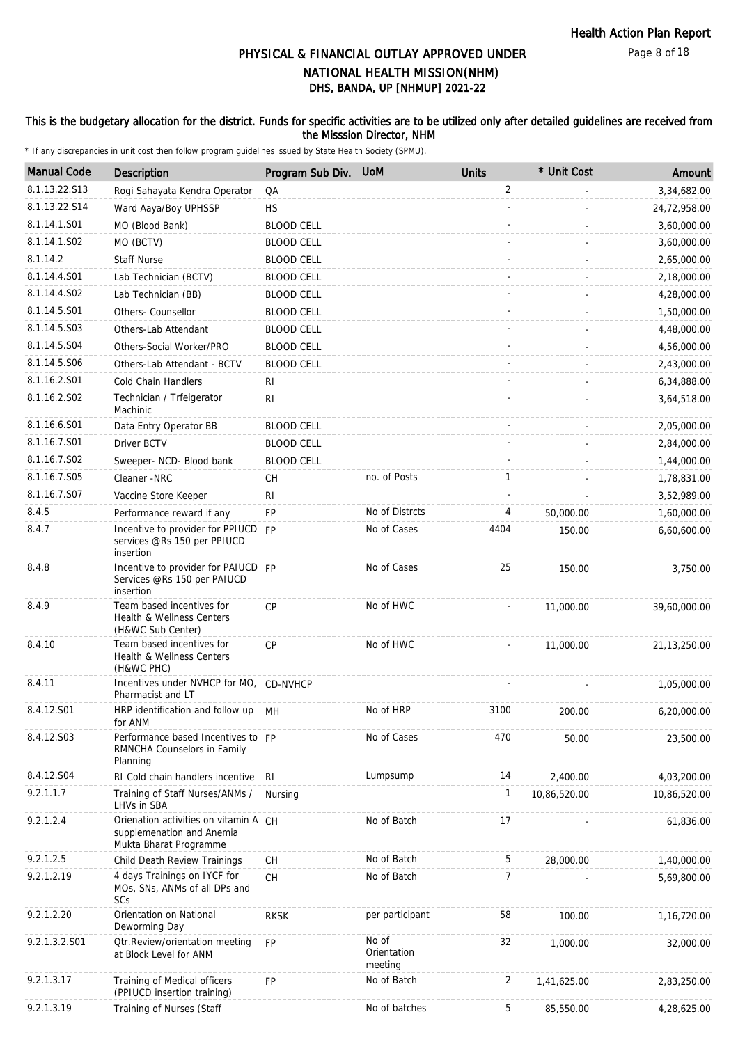# PHYSICAL & FINANCIAL OUTLAY APPROVED UNDER NATIONAL HEALTH MISSION(NHM)
## DHS, BANDA, UP [NHMUP] 2021-22

### This is the budgetary allocation for the district. Funds for specific activities are to be utilized only after detailed guidelines are received from the Misssion Director, NHM

\* If any discrepancies in unit cost then follow program guidelines issued by State Health Society (SPMU).

| Manual Code | Description | Program Sub Div. | UoM | Units | * Unit Cost | Amount |
|---|---|---|---|---|---|---|
| 8.1.13.22.S13 | Rogi Sahayata Kendra Operator | QA | | 2 | - | 3,34,682.00 |
| 8.1.13.22.S14 | Ward Aaya/Boy UPHSSP | HS | | - | - | 24,72,958.00 |
| 8.1.14.1.S01 | MO (Blood Bank) | BLOOD CELL | | - | - | 3,60,000.00 |
| 8.1.14.1.S02 | MO (BCTV) | BLOOD CELL | | - | - | 3,60,000.00 |
| 8.1.14.2 | Staff Nurse | BLOOD CELL | | - | - | 2,65,000.00 |
| 8.1.14.4.S01 | Lab Technician (BCTV) | BLOOD CELL | | - | - | 2,18,000.00 |
| 8.1.14.4.S02 | Lab Technician (BB) | BLOOD CELL | | - | - | 4,28,000.00 |
| 8.1.14.5.S01 | Others- Counsellor | BLOOD CELL | | - | - | 1,50,000.00 |
| 8.1.14.5.S03 | Others-Lab Attendant | BLOOD CELL | | - | - | 4,48,000.00 |
| 8.1.14.5.S04 | Others-Social Worker/PRO | BLOOD CELL | | - | - | 4,56,000.00 |
| 8.1.14.5.S06 | Others-Lab Attendant - BCTV | BLOOD CELL | | - | - | 2,43,000.00 |
| 8.1.16.2.S01 | Cold Chain Handlers | RI | | - | - | 6,34,888.00 |
| 8.1.16.2.S02 | Technician / Trfeigerator Machinic | RI | | - | - | 3,64,518.00 |
| 8.1.16.6.S01 | Data Entry Operator BB | BLOOD CELL | | - | - | 2,05,000.00 |
| 8.1.16.7.S01 | Driver BCTV | BLOOD CELL | | - | - | 2,84,000.00 |
| 8.1.16.7.S02 | Sweeper- NCD- Blood bank | BLOOD CELL | | - | - | 1,44,000.00 |
| 8.1.16.7.S05 | Cleaner -NRC | CH | no. of Posts | 1 | - | 1,78,831.00 |
| 8.1.16.7.S07 | Vaccine Store Keeper | RI | | - | - | 3,52,989.00 |
| 8.4.5 | Performance reward if any | FP | No of Distrcts | 4 | 50,000.00 | 1,60,000.00 |
| 8.4.7 | Incentive to provider for PPIUCD services @Rs 150 per PPIUCD insertion | FP | No of Cases | 4404 | 150.00 | 6,60,600.00 |
| 8.4.8 | Incentive to provider for PAIUCD Services @Rs 150 per PAIUCD insertion | FP | No of Cases | 25 | 150.00 | 3,750.00 |
| 8.4.9 | Team based incentives for Health & Wellness Centers (H&WC Sub Center) | CP | No of HWC | - | 11,000.00 | 39,60,000.00 |
| 8.4.10 | Team based incentives for Health & Wellness Centers (H&WC PHC) | CP | No of HWC | - | 11,000.00 | 21,13,250.00 |
| 8.4.11 | Incentives under NVHCP for MO, Pharmacist and LT | CD-NVHCP | | - | - | 1,05,000.00 |
| 8.4.12.S01 | HRP identification and follow up for ANM | MH | No of HRP | 3100 | 200.00 | 6,20,000.00 |
| 8.4.12.S03 | Performance based Incentives to RMNCHA Counselors in Family Planning | FP | No of Cases | 470 | 50.00 | 23,500.00 |
| 8.4.12.S04 | RI Cold chain handlers incentive | RI | Lumpsump | 14 | 2,400.00 | 4,03,200.00 |
| 9.2.1.1.7 | Training of Staff Nurses/ANMs / LHVs in SBA | Nursing | | 1 | 10,86,520.00 | 10,86,520.00 |
| 9.2.1.2.4 | Orienation activities on vitamin A supplemenation and Anemia Mukta Bharat Programme | CH | No of Batch | 17 | - | 61,836.00 |
| 9.2.1.2.5 | Child Death Review Trainings | CH | No of Batch | 5 | 28,000.00 | 1,40,000.00 |
| 9.2.1.2.19 | 4 days Trainings on IYCF for MOs, SNs, ANMs of all DPs and SCs | CH | No of Batch | 7 | - | 5,69,800.00 |
| 9.2.1.2.20 | Orientation on National Deworming Day | RKSK | per participant | 58 | 100.00 | 1,16,720.00 |
| 9.2.1.3.2.S01 | Qtr.Review/orientation meeting at Block Level for ANM | FP | No of Orientation meeting | 32 | 1,000.00 | 32,000.00 |
| 9.2.1.3.17 | Training of Medical officers (PPIUCD insertion training) | FP | No of Batch | 2 | 1,41,625.00 | 2,83,250.00 |
| 9.2.1.3.19 | Training of Nurses (Staff | | No of batches | 5 | 85,550.00 | 4,28,625.00 |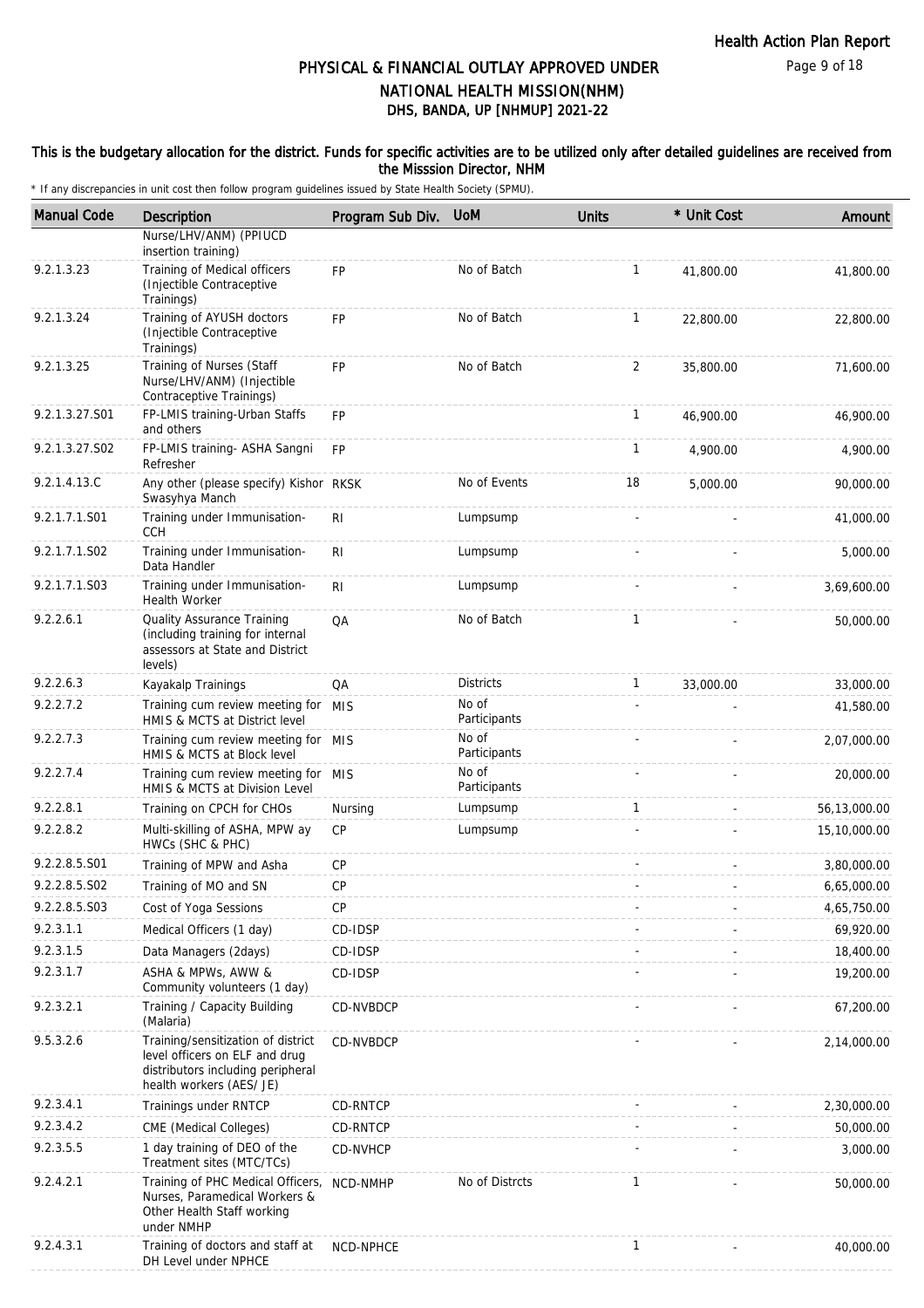# PHYSICAL & FINANCIAL OUTLAY APPROVED UNDER NATIONAL HEALTH MISSION(NHM)

## DHS, BANDA, UP [NHMUP] 2021-22

**This is the budgetary allocation for the district. Funds for specific activities are to be utilized only after detailed guidelines are received from the Misssion Director, NHM**

\* If any discrepancies in unit cost then follow program guidelines issued by State Health Society (SPMU).

| Manual Code | Description | Program Sub Div. | UoM | Units | * Unit Cost | Amount |
|---|---|---|---|---|---|---|
| | Nurse/LHV/ANM) (PPIUCD insertion training) | | | | | |
| 9.2.1.3.23 | Training of Medical officers (Injectible Contraceptive Trainings) | FP | No of Batch | 1 | 41,800.00 | 41,800.00 |
| 9.2.1.3.24 | Training of AYUSH doctors (Injectible Contraceptive Trainings) | FP | No of Batch | 1 | 22,800.00 | 22,800.00 |
| 9.2.1.3.25 | Training of Nurses (Staff Nurse/LHV/ANM) (Injectible Contraceptive Trainings) | FP | No of Batch | 2 | 35,800.00 | 71,600.00 |
| 9.2.1.3.27.S01 | FP-LMIS training-Urban Staffs and others | FP | | 1 | 46,900.00 | 46,900.00 |
| 9.2.1.3.27.S02 | FP-LMIS training- ASHA Sangni Refresher | FP | | 1 | 4,900.00 | 4,900.00 |
| 9.2.1.4.13.C | Any other (please specify) Kishor Swasyhya Manch | RKSK | No of Events | 18 | 5,000.00 | 90,000.00 |
| 9.2.1.7.1.S01 | Training under Immunisation-CCH | RI | Lumpsump | - | - | 41,000.00 |
| 9.2.1.7.1.S02 | Training under Immunisation-Data Handler | RI | Lumpsump | - | - | 5,000.00 |
| 9.2.1.7.1.S03 | Training under Immunisation-Health Worker | RI | Lumpsump | - | - | 3,69,600.00 |
| 9.2.2.6.1 | Quality Assurance Training (including training for internal assessors at State and District levels) | QA | No of Batch | 1 | - | 50,000.00 |
| 9.2.2.6.3 | Kayakalp Trainings | QA | Districts | 1 | 33,000.00 | 33,000.00 |
| 9.2.2.7.2 | Training cum review meeting for HMIS & MCTS at District level | MIS | No of Participants | - | - | 41,580.00 |
| 9.2.2.7.3 | Training cum review meeting for HMIS & MCTS at Block level | MIS | No of Participants | - | - | 2,07,000.00 |
| 9.2.2.7.4 | Training cum review meeting for HMIS & MCTS at Division Level | MIS | No of Participants | - | - | 20,000.00 |
| 9.2.2.8.1 | Training on CPCH for CHOs | Nursing | Lumpsump | 1 | - | 56,13,000.00 |
| 9.2.2.8.2 | Multi-skilling of ASHA, MPW ay HWCs (SHC & PHC) | CP | Lumpsump | - | - | 15,10,000.00 |
| 9.2.2.8.5.S01 | Training of MPW and Asha | CP | | - | - | 3,80,000.00 |
| 9.2.2.8.5.S02 | Training of MO and SN | CP | | - | - | 6,65,000.00 |
| 9.2.2.8.5.S03 | Cost of Yoga Sessions | CP | | - | - | 4,65,750.00 |
| 9.2.3.1.1 | Medical Officers (1 day) | CD-IDSP | | - | - | 69,920.00 |
| 9.2.3.1.5 | Data Managers (2days) | CD-IDSP | | - | - | 18,400.00 |
| 9.2.3.1.7 | ASHA & MPWs, AWW & Community volunteers (1 day) | CD-IDSP | | - | - | 19,200.00 |
| 9.2.3.2.1 | Training / Capacity Building (Malaria) | CD-NVBDCP | | - | - | 67,200.00 |
| 9.5.3.2.6 | Training/sensitization of district level officers on ELF and drug distributors including peripheral health workers (AES/ JE) | CD-NVBDCP | | - | - | 2,14,000.00 |
| 9.2.3.4.1 | Trainings under RNTCP | CD-RNTCP | | - | - | 2,30,000.00 |
| 9.2.3.4.2 | CME (Medical Colleges) | CD-RNTCP | | - | - | 50,000.00 |
| 9.2.3.5.5 | 1 day training of DEO of the Treatment sites (MTC/TCs) | CD-NVHCP | | - | - | 3,000.00 |
| 9.2.4.2.1 | Training of PHC Medical Officers, Nurses, Paramedical Workers & Other Health Staff working under NMHP | NCD-NMHP | No of Distrcts | 1 | - | 50,000.00 |
| 9.2.4.3.1 | Training of doctors and staff at DH Level under NPHCE | NCD-NPHCE | | 1 | - | 40,000.00 |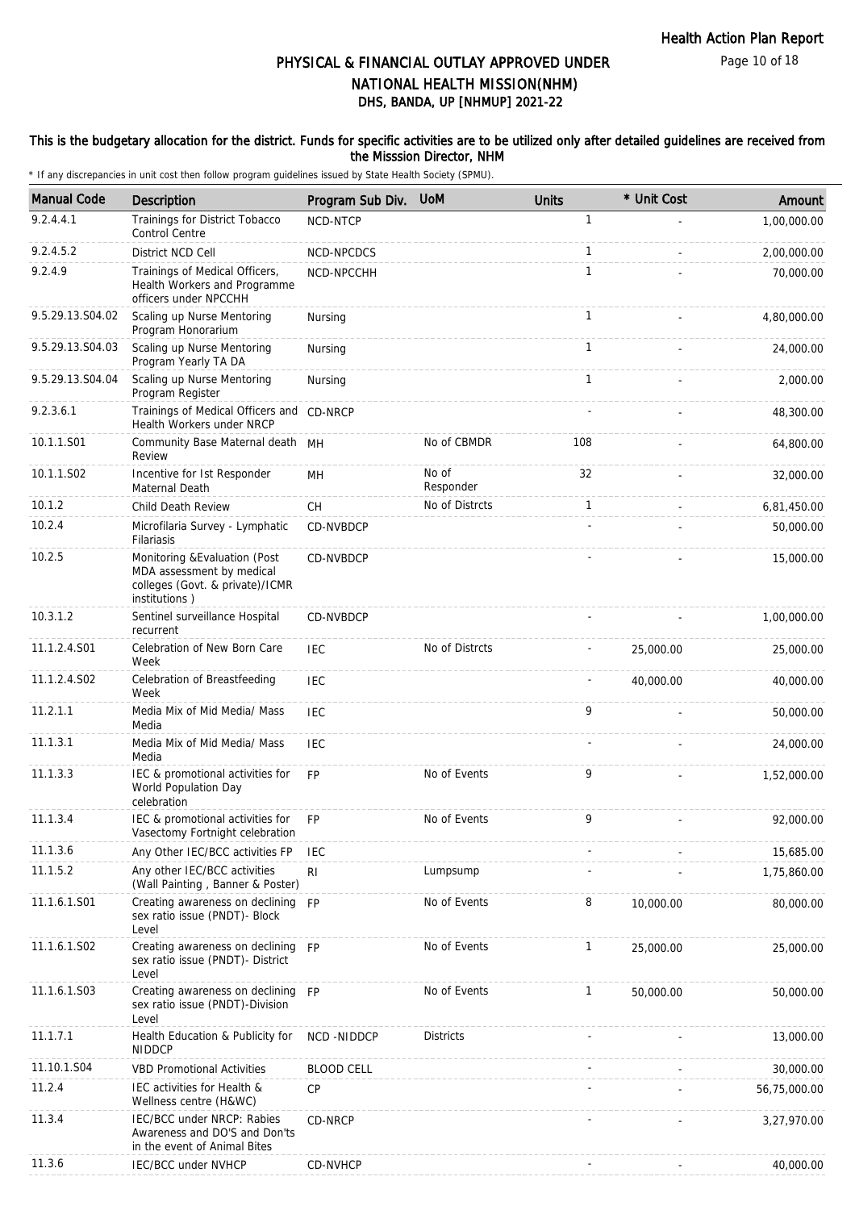# PHYSICAL & FINANCIAL OUTLAY APPROVED UNDER NATIONAL HEALTH MISSION(NHM)

## DHS, BANDA, UP [NHMUP] 2021-22

### This is the budgetary allocation for the district. Funds for specific activities are to be utilized only after detailed guidelines are received from the Misssion Director, NHM

\* If any discrepancies in unit cost then follow program guidelines issued by State Health Society (SPMU).

| Manual Code | Description | Program Sub Div. | UoM | Units | * Unit Cost | Amount |
|---|---|---|---|---|---|---|
| 9.2.4.4.1 | Trainings for District Tobacco Control Centre | NCD-NTCP | | 1 | - | 1,00,000.00 |
| 9.2.4.5.2 | District NCD Cell | NCD-NPCDCS | | 1 | - | 2,00,000.00 |
| 9.2.4.9 | Trainings of Medical Officers, Health Workers and Programme officers under NPCCHH | NCD-NPCCHH | | 1 | - | 70,000.00 |
| 9.5.29.13.S04.02 | Scaling up Nurse Mentoring Program Honorarium | Nursing | | 1 | - | 4,80,000.00 |
| 9.5.29.13.S04.03 | Scaling up Nurse Mentoring Program Yearly TA DA | Nursing | | 1 | - | 24,000.00 |
| 9.5.29.13.S04.04 | Scaling up Nurse Mentoring Program Register | Nursing | | 1 | - | 2,000.00 |
| 9.2.3.6.1 | Trainings of Medical Officers and Health Workers under NRCP | CD-NRCP | | - | - | 48,300.00 |
| 10.1.1.S01 | Community Base Maternal death Review | MH | No of CBMDR | 108 | - | 64,800.00 |
| 10.1.1.S02 | Incentive for Ist Responder Maternal Death | MH | No of Responder | 32 | - | 32,000.00 |
| 10.1.2 | Child Death Review | CH | No of Distrcts | 1 | - | 6,81,450.00 |
| 10.2.4 | Microfilaria Survey - Lymphatic Filariasis | CD-NVBDCP | | - | - | 50,000.00 |
| 10.2.5 | Monitoring &Evaluation (Post MDA assessment by medical colleges (Govt. & private)/ICMR institutions ) | CD-NVBDCP | | - | - | 15,000.00 |
| 10.3.1.2 | Sentinel surveillance Hospital recurrent | CD-NVBDCP | | - | - | 1,00,000.00 |
| 11.1.2.4.S01 | Celebration of New Born Care Week | IEC | No of Distrcts | - | 25,000.00 | 25,000.00 |
| 11.1.2.4.S02 | Celebration of Breastfeeding Week | IEC | | - | 40,000.00 | 40,000.00 |
| 11.2.1.1 | Media Mix of Mid Media/ Mass Media | IEC | | 9 | - | 50,000.00 |
| 11.1.3.1 | Media Mix of Mid Media/ Mass Media | IEC | | - | - | 24,000.00 |
| 11.1.3.3 | IEC & promotional activities for World Population Day celebration | FP | No of Events | 9 | - | 1,52,000.00 |
| 11.1.3.4 | IEC & promotional activities for Vasectomy Fortnight celebration | FP | No of Events | 9 | - | 92,000.00 |
| 11.1.3.6 | Any Other IEC/BCC activities FP | IEC | | - | - | 15,685.00 |
| 11.1.5.2 | Any other IEC/BCC activities (Wall Painting , Banner & Poster) | RI | Lumpsump | - | - | 1,75,860.00 |
| 11.1.6.1.S01 | Creating awareness on declining sex ratio issue (PNDT)- Block Level | FP | No of Events | 8 | 10,000.00 | 80,000.00 |
| 11.1.6.1.S02 | Creating awareness on declining sex ratio issue (PNDT)- District Level | FP | No of Events | 1 | 25,000.00 | 25,000.00 |
| 11.1.6.1.S03 | Creating awareness on declining sex ratio issue (PNDT)-Division Level | FP | No of Events | 1 | 50,000.00 | 50,000.00 |
| 11.1.7.1 | Health Education & Publicity for NIDDCP | NCD -NIDDCP | Districts | - | - | 13,000.00 |
| 11.10.1.S04 | VBD Promotional Activities | BLOOD CELL | | - | - | 30,000.00 |
| 11.2.4 | IEC activities for Health & Wellness centre (H&WC) | CP | | - | - | 56,75,000.00 |
| 11.3.4 | IEC/BCC under NRCP: Rabies Awareness and DO'S and Don'ts in the event of Animal Bites | CD-NRCP | | - | - | 3,27,970.00 |
| 11.3.6 | IEC/BCC under NVHCP | CD-NVHCP | | - | - | 40,000.00 |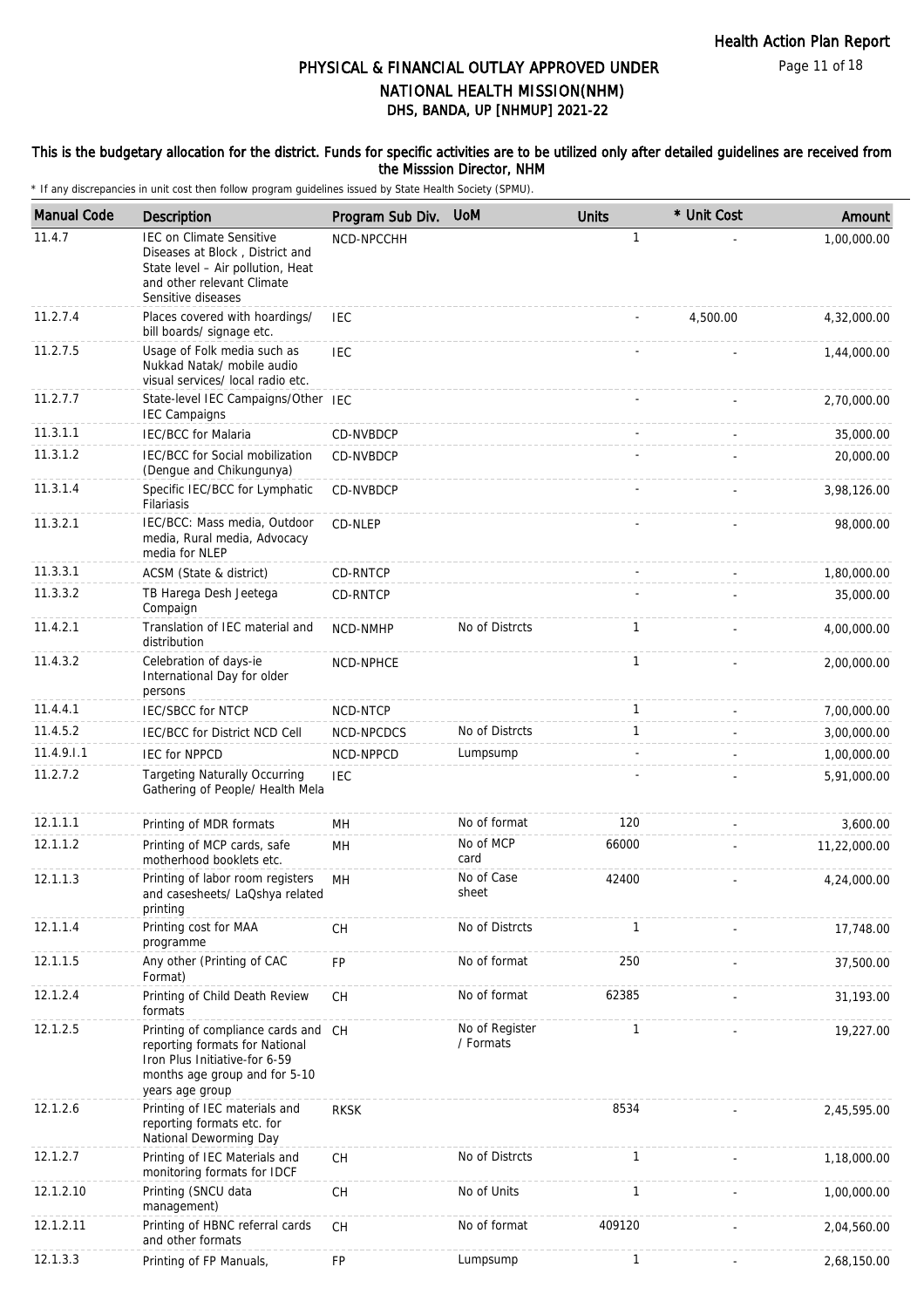Health Action Plan Report

# PHYSICAL & FINANCIAL OUTLAY APPROVED UNDER NATIONAL HEALTH MISSION(NHM)
## DHS, BANDA, UP [NHMUP] 2021-22

**This is the budgetary allocation for the district. Funds for specific activities are to be utilized only after detailed guidelines are received from the Misssion Director, NHM**

\* If any discrepancies in unit cost then follow program guidelines issued by State Health Society (SPMU).

| Manual Code | Description | Program Sub Div. | UoM | Units | * Unit Cost | Amount |
|---|---|---|---|---|---|---|
| 11.4.7 | IEC on Climate Sensitive Diseases at Block , District and State level – Air pollution, Heat and other relevant Climate Sensitive diseases | NCD-NPCCHH | | 1 | - | 1,00,000.00 |
| 11.2.7.4 | Places covered with hoardings/ bill boards/ signage etc. | IEC | | - | 4,500.00 | 4,32,000.00 |
| 11.2.7.5 | Usage of Folk media such as Nukkad Natak/ mobile audio visual services/ local radio etc. | IEC | | - | - | 1,44,000.00 |
| 11.2.7.7 | State-level IEC Campaigns/Other IEC Campaigns | IEC | | - | - | 2,70,000.00 |
| 11.3.1.1 | IEC/BCC for Malaria | CD-NVBDCP | | - | - | 35,000.00 |
| 11.3.1.2 | IEC/BCC for Social mobilization (Dengue and Chikungunya) | CD-NVBDCP | | - | - | 20,000.00 |
| 11.3.1.4 | Specific IEC/BCC for Lymphatic Filariasis | CD-NVBDCP | | - | - | 3,98,126.00 |
| 11.3.2.1 | IEC/BCC: Mass media, Outdoor media, Rural media, Advocacy media for NLEP | CD-NLEP | | - | - | 98,000.00 |
| 11.3.3.1 | ACSM (State & district) | CD-RNTCP | | - | - | 1,80,000.00 |
| 11.3.3.2 | TB Harega Desh Jeetega Compaign | CD-RNTCP | | - | - | 35,000.00 |
| 11.4.2.1 | Translation of IEC material and distribution | NCD-NMHP | No of Distrcts | 1 | - | 4,00,000.00 |
| 11.4.3.2 | Celebration of days-ie International Day for older persons | NCD-NPHCE | | 1 | - | 2,00,000.00 |
| 11.4.4.1 | IEC/SBCC for NTCP | NCD-NTCP | | 1 | - | 7,00,000.00 |
| 11.4.5.2 | IEC/BCC for District NCD Cell | NCD-NPCDCS | No of Distrcts | 1 | - | 3,00,000.00 |
| 11.4.9.I.1 | IEC for NPPCD | NCD-NPPCD | Lumpsump | - | - | 1,00,000.00 |
| 11.2.7.2 | Targeting Naturally Occurring Gathering of People/ Health Mela | IEC | | - | - | 5,91,000.00 |
| 12.1.1.1 | Printing of MDR formats | MH | No of format | 120 | - | 3,600.00 |
| 12.1.1.2 | Printing of MCP cards, safe motherhood booklets etc. | MH | No of MCP card | 66000 | - | 11,22,000.00 |
| 12.1.1.3 | Printing of labor room registers and casesheets/ LaQshya related printing | MH | No of Case sheet | 42400 | - | 4,24,000.00 |
| 12.1.1.4 | Printing cost for MAA programme | CH | No of Distrcts | 1 | - | 17,748.00 |
| 12.1.1.5 | Any other (Printing of CAC Format) | FP | No of format | 250 | - | 37,500.00 |
| 12.1.2.4 | Printing of Child Death Review formats | CH | No of format | 62385 | - | 31,193.00 |
| 12.1.2.5 | Printing of compliance cards and reporting formats for National Iron Plus Initiative-for 6-59 months age group and for 5-10 years age group | CH | No of Register / Formats | 1 | - | 19,227.00 |
| 12.1.2.6 | Printing of IEC materials and reporting formats etc. for National Deworming Day | RKSK | | 8534 | - | 2,45,595.00 |
| 12.1.2.7 | Printing of IEC Materials and monitoring formats for IDCF | CH | No of Distrcts | 1 | - | 1,18,000.00 |
| 12.1.2.10 | Printing (SNCU data management) | CH | No of Units | 1 | - | 1,00,000.00 |
| 12.1.2.11 | Printing of HBNC referral cards and other formats | CH | No of format | 409120 | - | 2,04,560.00 |
| 12.1.3.3 | Printing of FP Manuals, | FP | Lumpsump | 1 | - | 2,68,150.00 |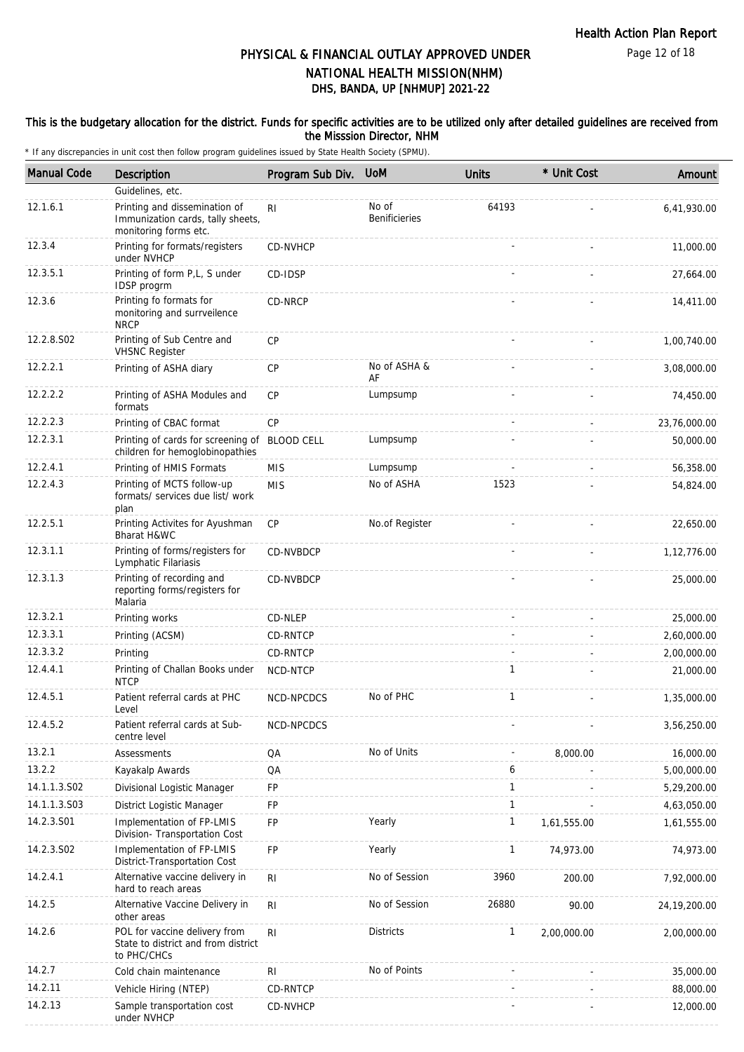# PHYSICAL & FINANCIAL OUTLAY APPROVED UNDER NATIONAL HEALTH MISSION(NHM)

## DHS, BANDA, UP [NHMUP] 2021-22

**This is the budgetary allocation for the district. Funds for specific activities are to be utilized only after detailed guidelines are received from the Misssion Director, NHM**

\* If any discrepancies in unit cost then follow program guidelines issued by State Health Society (SPMU).

| Manual Code | Description | Program Sub Div. | UoM | Units | * Unit Cost | Amount |
|---|---|---|---|---|---|---|
| | Guidelines, etc. | | | | | |
| 12.1.6.1 | Printing and dissemination of Immunization cards, tally sheets, monitoring forms etc. | RI | No of Benificieries | 64193 | - | 6,41,930.00 |
| 12.3.4 | Printing for formats/registers under NVHCP | CD-NVHCP | | - | - | 11,000.00 |
| 12.3.5.1 | Printing of form P,L, S under IDSP progrm | CD-IDSP | | - | - | 27,664.00 |
| 12.3.6 | Printing fo formats for monitoring and surrveilence NRCP | CD-NRCP | | - | - | 14,411.00 |
| 12.2.8.S02 | Printing of Sub Centre and VHSNC Register | CP | | - | - | 1,00,740.00 |
| 12.2.2.1 | Printing of ASHA diary | CP | No of ASHA & AF | - | - | 3,08,000.00 |
| 12.2.2.2 | Printing of ASHA Modules and formats | CP | Lumpsump | - | - | 74,450.00 |
| 12.2.2.3 | Printing of CBAC format | CP | | - | - | 23,76,000.00 |
| 12.2.3.1 | Printing of cards for screening of children for hemoglobinopathies | BLOOD CELL | Lumpsump | - | - | 50,000.00 |
| 12.2.4.1 | Printing of HMIS Formats | MIS | Lumpsump | - | - | 56,358.00 |
| 12.2.4.3 | Printing of MCTS follow-up formats/ services due list/ work plan | MIS | No of ASHA | 1523 | - | 54,824.00 |
| 12.2.5.1 | Printing Activites for Ayushman Bharat H&WC | CP | No.of Register | - | - | 22,650.00 |
| 12.3.1.1 | Printing of forms/registers for Lymphatic Filariasis | CD-NVBDCP | | - | - | 1,12,776.00 |
| 12.3.1.3 | Printing of recording and reporting forms/registers for Malaria | CD-NVBDCP | | - | - | 25,000.00 |
| 12.3.2.1 | Printing works | CD-NLEP | | - | - | 25,000.00 |
| 12.3.3.1 | Printing (ACSM) | CD-RNTCP | | - | - | 2,60,000.00 |
| 12.3.3.2 | Printing | CD-RNTCP | | - | - | 2,00,000.00 |
| 12.4.4.1 | Printing of Challan Books under NTCP | NCD-NTCP | | 1 | - | 21,000.00 |
| 12.4.5.1 | Patient referral cards at PHC Level | NCD-NPCDCS | No of PHC | 1 | - | 1,35,000.00 |
| 12.4.5.2 | Patient referral cards at Sub-centre level | NCD-NPCDCS | | - | - | 3,56,250.00 |
| 13.2.1 | Assessments | QA | No of Units | - | 8,000.00 | 16,000.00 |
| 13.2.2 | Kayakalp Awards | QA | | 6 | - | 5,00,000.00 |
| 14.1.1.3.S02 | Divisional Logistic Manager | FP | | 1 | - | 5,29,200.00 |
| 14.1.1.3.S03 | District Logistic Manager | FP | | 1 | - | 4,63,050.00 |
| 14.2.3.S01 | Implementation of FP-LMIS Division- Transportation Cost | FP | Yearly | 1 | 1,61,555.00 | 1,61,555.00 |
| 14.2.3.S02 | Implementation of FP-LMIS District-Transportation Cost | FP | Yearly | 1 | 74,973.00 | 74,973.00 |
| 14.2.4.1 | Alternative vaccine delivery in hard to reach areas | RI | No of Session | 3960 | 200.00 | 7,92,000.00 |
| 14.2.5 | Alternative Vaccine Delivery in other areas | RI | No of Session | 26880 | 90.00 | 24,19,200.00 |
| 14.2.6 | POL for vaccine delivery from State to district and from district to PHC/CHCs | RI | Districts | 1 | 2,00,000.00 | 2,00,000.00 |
| 14.2.7 | Cold chain maintenance | RI | No of Points | - | - | 35,000.00 |
| 14.2.11 | Vehicle Hiring (NTEP) | CD-RNTCP | | - | - | 88,000.00 |
| 14.2.13 | Sample transportation cost under NVHCP | CD-NVHCP | | - | - | 12,000.00 |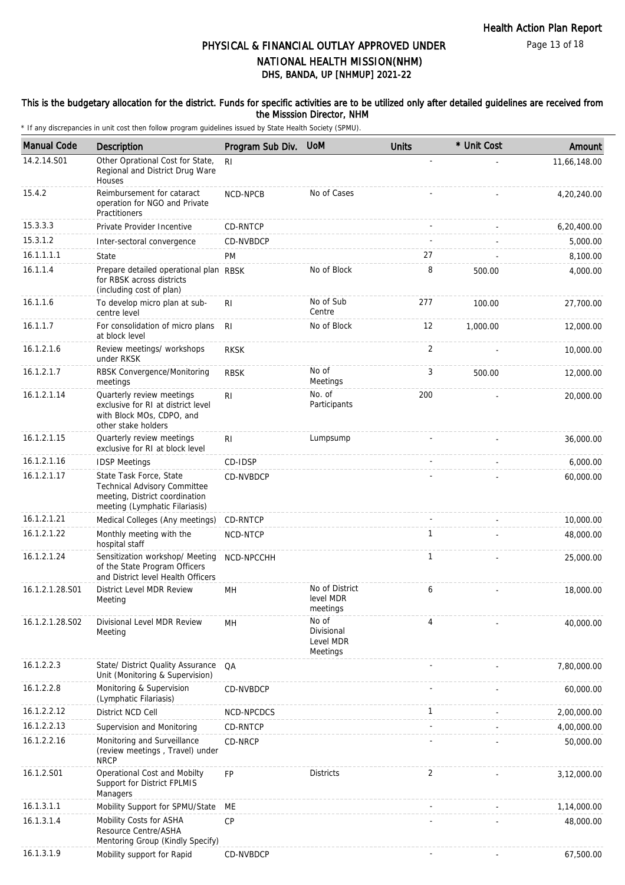# PHYSICAL & FINANCIAL OUTLAY APPROVED UNDER NATIONAL HEALTH MISSION(NHM)

## DHS, BANDA, UP [NHMUP] 2021-22

### This is the budgetary allocation for the district. Funds for specific activities are to be utilized only after detailed guidelines are received from the Misssion Director, NHM

\* If any discrepancies in unit cost then follow program guidelines issued by State Health Society (SPMU).

| Manual Code | Description | Program Sub Div. | UoM | Units | * Unit Cost | Amount |
|---|---|---|---|---|---|---|
| 14.2.14.S01 | Other Oprational Cost for State, Regional and District Drug Ware Houses | RI | | - | - | 11,66,148.00 |
| 15.4.2 | Reimbursement for cataract operation for NGO and Private Practitioners | NCD-NPCB | No of Cases | - | - | 4,20,240.00 |
| 15.3.3.3 | Private Provider Incentive | CD-RNTCP | | - | - | 6,20,400.00 |
| 15.3.1.2 | Inter-sectoral convergence | CD-NVBDCP | | - | - | 5,000.00 |
| 16.1.1.1.1 | State | PM | | 27 | - | 8,100.00 |
| 16.1.1.4 | Prepare detailed operational plan for RBSK across districts (including cost of plan) | RBSK | No of Block | 8 | 500.00 | 4,000.00 |
| 16.1.1.6 | To develop micro plan at sub-centre level | RI | No of Sub Centre | 277 | 100.00 | 27,700.00 |
| 16.1.1.7 | For consolidation of micro plans at block level | RI | No of Block | 12 | 1,000.00 | 12,000.00 |
| 16.1.2.1.6 | Review meetings/ workshops under RKSK | RKSK | | 2 | - | 10,000.00 |
| 16.1.2.1.7 | RBSK Convergence/Monitoring meetings | RBSK | No of Meetings | 3 | 500.00 | 12,000.00 |
| 16.1.2.1.14 | Quarterly review meetings exclusive for RI at district level with Block MOs, CDPO, and other stake holders | RI | No. of Participants | 200 | - | 20,000.00 |
| 16.1.2.1.15 | Quarterly review meetings exclusive for RI at block level | RI | Lumpsump | - | - | 36,000.00 |
| 16.1.2.1.16 | IDSP Meetings | CD-IDSP | | - | - | 6,000.00 |
| 16.1.2.1.17 | State Task Force, State Technical Advisory Committee meeting, District coordination meeting (Lymphatic Filariasis) | CD-NVBDCP | | - | - | 60,000.00 |
| 16.1.2.1.21 | Medical Colleges (Any meetings) | CD-RNTCP | | - | - | 10,000.00 |
| 16.1.2.1.22 | Monthly meeting with the hospital staff | NCD-NTCP | | 1 | - | 48,000.00 |
| 16.1.2.1.24 | Sensitization workshop/ Meeting of the State Program Officers and District level Health Officers | NCD-NPCCHH | | 1 | - | 25,000.00 |
| 16.1.2.1.28.S01 | District Level MDR Review Meeting | MH | No of District level MDR meetings | 6 | - | 18,000.00 |
| 16.1.2.1.28.S02 | Divisional Level MDR Review Meeting | MH | No of Divisional Level MDR Meetings | 4 | - | 40,000.00 |
| 16.1.2.2.3 | State/ District Quality Assurance Unit (Monitoring & Supervision) | QA | | - | - | 7,80,000.00 |
| 16.1.2.2.8 | Monitoring & Supervision (Lymphatic Filariasis) | CD-NVBDCP | | - | - | 60,000.00 |
| 16.1.2.2.12 | District NCD Cell | NCD-NPCDCS | | 1 | - | 2,00,000.00 |
| 16.1.2.2.13 | Supervision and Monitoring | CD-RNTCP | | - | - | 4,00,000.00 |
| 16.1.2.2.16 | Monitoring and Surveillance (review meetings , Travel) under NRCP | CD-NRCP | | - | - | 50,000.00 |
| 16.1.2.S01 | Operational Cost and Mobilty Support for District FPLMIS Managers | FP | Districts | 2 | - | 3,12,000.00 |
| 16.1.3.1.1 | Mobility Support for SPMU/State | ME | | - | - | 1,14,000.00 |
| 16.1.3.1.4 | Mobility Costs for ASHA Resource Centre/ASHA Mentoring Group (Kindly Specify) | CP | | - | - | 48,000.00 |
| 16.1.3.1.9 | Mobility support for Rapid | CD-NVBDCP | | - | - | 67,500.00 |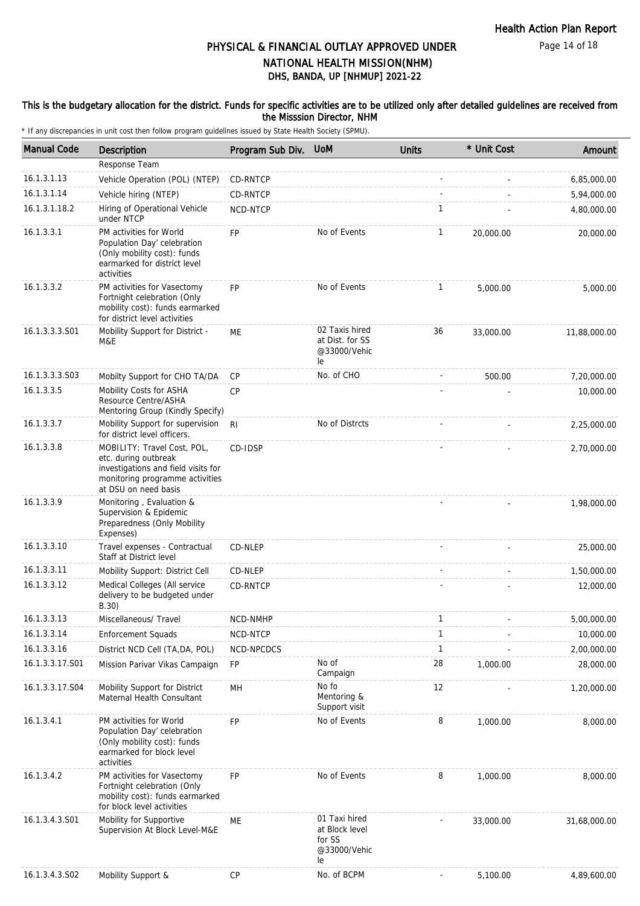# PHYSICAL & FINANCIAL OUTLAY APPROVED UNDER NATIONAL HEALTH MISSION(NHM)

## DHS, BANDA, UP [NHMUP] 2021-22

**This is the budgetary allocation for the district. Funds for specific activities are to be utilized only after detailed guidelines are received from the Misssion Director, NHM**

\* If any discrepancies in unit cost then follow program guidelines issued by State Health Society (SPMU).

| Manual Code | Description | Program Sub Div. | UoM | Units | * Unit Cost | Amount |
|---|---|---|---|---|---|---|
| | Response Team | | | | | |
| 16.1.3.1.13 | Vehicle Operation (POL) (NTEP) | CD-RNTCP | | - | - | 6,85,000.00 |
| 16.1.3.1.14 | Vehicle hiring (NTEP) | CD-RNTCP | | - | - | 5,94,000.00 |
| 16.1.3.1.18.2 | Hiring of Operational Vehicle under NTCP | NCD-NTCP | | 1 | - | 4,80,000.00 |
| 16.1.3.3.1 | PM activities for World Population Day' celebration (Only mobility cost): funds earmarked for district level activities | FP | No of Events | 1 | 20,000.00 | 20,000.00 |
| 16.1.3.3.2 | PM activities for Vasectomy Fortnight celebration (Only mobility cost): funds earmarked for district level activities | FP | No of Events | 1 | 5,000.00 | 5,000.00 |
| 16.1.3.3.3.S01 | Mobility Support for District - M&E | ME | 02 Taxis hired at Dist. for SS @33000/Vehicle | 36 | 33,000.00 | 11,88,000.00 |
| 16.1.3.3.3.S03 | Mobilty Support for CHO TA/DA | CP | No. of CHO | - | 500.00 | 7,20,000.00 |
| 16.1.3.3.5 | Mobility Costs for ASHA Resource Centre/ASHA Mentoring Group (Kindly Specify) | CP | | - | - | 10,000.00 |
| 16.1.3.3.7 | Mobility Support for supervision for district level officers. | RI | No of Distrcts | - | - | 2,25,000.00 |
| 16.1.3.3.8 | MOBILITY: Travel Cost, POL, etc. during outbreak investigations and field visits for monitoring programme activities at DSU on need basis | CD-IDSP | | - | - | 2,70,000.00 |
| 16.1.3.3.9 | Monitoring , Evaluation & Supervision & Epidemic Preparedness (Only Mobility Expenses) | | | - | - | 1,98,000.00 |
| 16.1.3.3.10 | Travel expenses - Contractual Staff at District level | CD-NLEP | | - | - | 25,000.00 |
| 16.1.3.3.11 | Mobility Support: District Cell | CD-NLEP | | - | - | 1,50,000.00 |
| 16.1.3.3.12 | Medical Colleges (All service delivery to be budgeted under B.30) | CD-RNTCP | | - | - | 12,000.00 |
| 16.1.3.3.13 | Miscellaneous/ Travel | NCD-NMHP | | 1 | - | 5,00,000.00 |
| 16.1.3.3.14 | Enforcement Squads | NCD-NTCP | | 1 | - | 10,000.00 |
| 16.1.3.3.16 | District NCD Cell (TA,DA, POL) | NCD-NPCDCS | | 1 | - | 2,00,000.00 |
| 16.1.3.3.17.S01 | Mission Parivar Vikas Campaign | FP | No of Campaign | 28 | 1,000.00 | 28,000.00 |
| 16.1.3.3.17.S04 | Mobility Support for District Maternal Health Consultant | MH | No fo Mentoring & Support visit | 12 | - | 1,20,000.00 |
| 16.1.3.4.1 | PM activities for World Population Day' celebration (Only mobility cost): funds earmarked for block level activities | FP | No of Events | 8 | 1,000.00 | 8,000.00 |
| 16.1.3.4.2 | PM activities for Vasectomy Fortnight celebration (Only mobility cost): funds earmarked for block level activities | FP | No of Events | 8 | 1,000.00 | 8,000.00 |
| 16.1.3.4.3.S01 | Mobility for Supportive Supervision At Block Level-M&E | ME | 01 Taxi hired at Block level for SS @33000/Vehicle | - | 33,000.00 | 31,68,000.00 |
| 16.1.3.4.3.S02 | Mobility Support & | CP | No. of BCPM | - | 5,100.00 | 4,89,600.00 |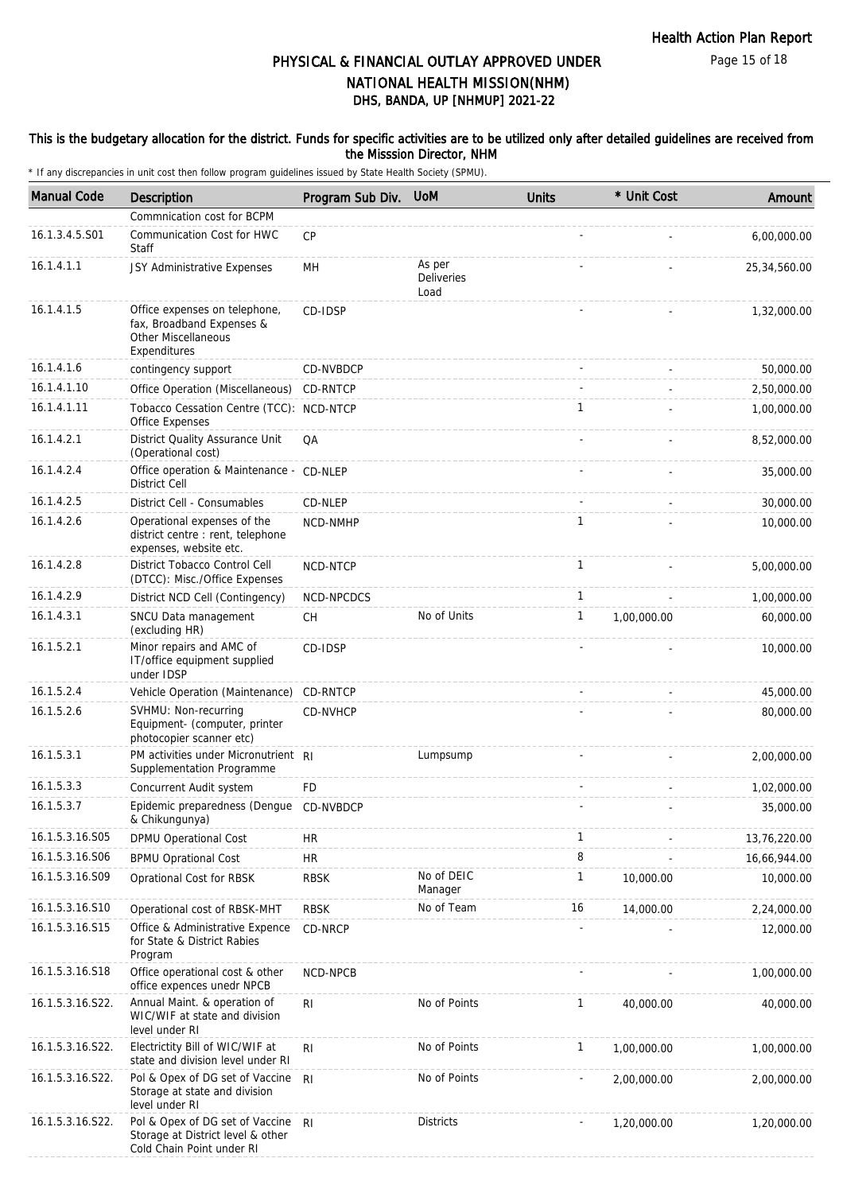# PHYSICAL & FINANCIAL OUTLAY APPROVED UNDER NATIONAL HEALTH MISSION(NHM)

## DHS, BANDA, UP [NHMUP] 2021-22

### This is the budgetary allocation for the district. Funds for specific activities are to be utilized only after detailed guidelines are received from the Misssion Director, NHM

\* If any discrepancies in unit cost then follow program guidelines issued by State Health Society (SPMU).

| Manual Code | Description | Program Sub Div. | UoM | Units | * Unit Cost | Amount |
|---|---|---|---|---|---|---|
| | Commnication cost for BCPM | | | | | |
| 16.1.3.4.5.S01 | Communication Cost for HWC Staff | CP | | - | - | 6,00,000.00 |
| 16.1.4.1.1 | JSY Administrative Expenses | MH | As per Deliveries Load | - | - | 25,34,560.00 |
| 16.1.4.1.5 | Office expenses on telephone, fax, Broadband Expenses & Other Miscellaneous Expenditures | CD-IDSP | | - | - | 1,32,000.00 |
| 16.1.4.1.6 | contingency support | CD-NVBDCP | | - | - | 50,000.00 |
| 16.1.4.1.10 | Office Operation (Miscellaneous) | CD-RNTCP | | - | - | 2,50,000.00 |
| 16.1.4.1.11 | Tobacco Cessation Centre (TCC): Office Expenses | NCD-NTCP | | 1 | - | 1,00,000.00 |
| 16.1.4.2.1 | District Quality Assurance Unit (Operational cost) | QA | | - | - | 8,52,000.00 |
| 16.1.4.2.4 | Office operation & Maintenance - District Cell | CD-NLEP | | - | - | 35,000.00 |
| 16.1.4.2.5 | District Cell - Consumables | CD-NLEP | | - | - | 30,000.00 |
| 16.1.4.2.6 | Operational expenses of the district centre : rent, telephone expenses, website etc. | NCD-NMHP | | 1 | - | 10,000.00 |
| 16.1.4.2.8 | District Tobacco Control Cell (DTCC): Misc./Office Expenses | NCD-NTCP | | 1 | - | 5,00,000.00 |
| 16.1.4.2.9 | District NCD Cell (Contingency) | NCD-NPCDCS | | 1 | - | 1,00,000.00 |
| 16.1.4.3.1 | SNCU Data management (excluding HR) | CH | No of Units | 1 | 1,00,000.00 | 60,000.00 |
| 16.1.5.2.1 | Minor repairs and AMC of IT/office equipment supplied under IDSP | CD-IDSP | | - | - | 10,000.00 |
| 16.1.5.2.4 | Vehicle Operation (Maintenance) | CD-RNTCP | | - | - | 45,000.00 |
| 16.1.5.2.6 | SVHMU: Non-recurring Equipment- (computer, printer photocopier scanner etc) | CD-NVHCP | | - | - | 80,000.00 |
| 16.1.5.3.1 | PM activities under Micronutrient Supplementation Programme | RI | Lumpsump | - | - | 2,00,000.00 |
| 16.1.5.3.3 | Concurrent Audit system | FD | | - | - | 1,02,000.00 |
| 16.1.5.3.7 | Epidemic preparedness (Dengue & Chikungunya) | CD-NVBDCP | | - | - | 35,000.00 |
| 16.1.5.3.16.S05 | DPMU Operational Cost | HR | | 1 | - | 13,76,220.00 |
| 16.1.5.3.16.S06 | BPMU Oprational Cost | HR | | 8 | - | 16,66,944.00 |
| 16.1.5.3.16.S09 | Oprational Cost for RBSK | RBSK | No of DEIC Manager | 1 | 10,000.00 | 10,000.00 |
| 16.1.5.3.16.S10 | Operational cost of RBSK-MHT | RBSK | No of Team | 16 | 14,000.00 | 2,24,000.00 |
| 16.1.5.3.16.S15 | Office & Administrative Expence for State & District Rabies Program | CD-NRCP | | - | - | 12,000.00 |
| 16.1.5.3.16.S18 | Office operational cost & other office expences unedr NPCB | NCD-NPCB | | - | - | 1,00,000.00 |
| 16.1.5.3.16.S22. | Annual Maint. & operation of WIC/WIF at state and division level under RI | RI | No of Points | 1 | 40,000.00 | 40,000.00 |
| 16.1.5.3.16.S22. | Electrictity Bill of WIC/WIF at state and division level under RI | RI | No of Points | 1 | 1,00,000.00 | 1,00,000.00 |
| 16.1.5.3.16.S22. | Pol & Opex of DG set of Vaccine Storage at state and division level under RI | RI | No of Points | - | 2,00,000.00 | 2,00,000.00 |
| 16.1.5.3.16.S22. | Pol & Opex of DG set of Vaccine Storage at District level & other Cold Chain Point under RI | RI | Districts | - | 1,20,000.00 | 1,20,000.00 |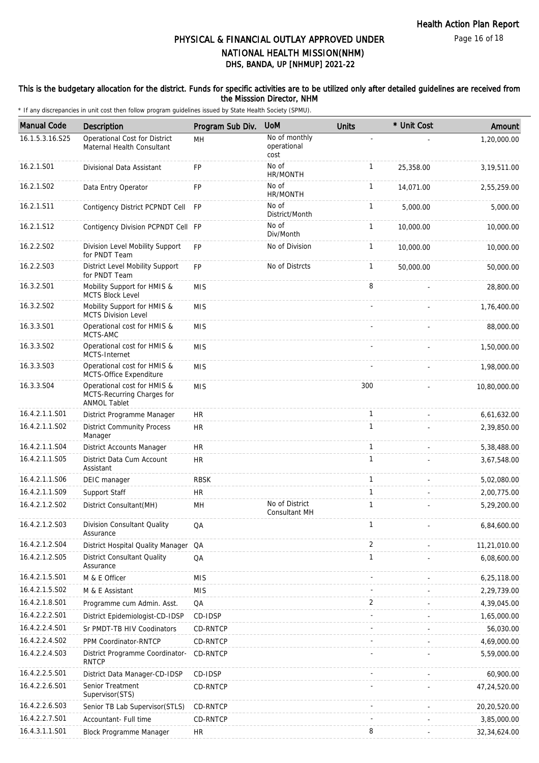# PHYSICAL & FINANCIAL OUTLAY APPROVED UNDER NATIONAL HEALTH MISSION(NHM)
## DHS, BANDA, UP [NHMUP] 2021-22

**This is the budgetary allocation for the district. Funds for specific activities are to be utilized only after detailed guidelines are received from the Misssion Director, NHM**

\* If any discrepancies in unit cost then follow program guidelines issued by State Health Society (SPMU).

| Manual Code | Description | Program Sub Div. | UoM | Units | * Unit Cost | Amount |
|---|---|---|---|---|---|---|
| 16.1.5.3.16.S25 | Operational Cost for District Maternal Health Consultant | MH | No of monthly operational cost | - | - | 1,20,000.00 |
| 16.2.1.S01 | Divisional Data Assistant | FP | No of HR/MONTH | 1 | 25,358.00 | 3,19,511.00 |
| 16.2.1.S02 | Data Entry Operator | FP | No of HR/MONTH | 1 | 14,071.00 | 2,55,259.00 |
| 16.2.1.S11 | Contigency District PCPNDT Cell | FP | No of District/Month | 1 | 5,000.00 | 5,000.00 |
| 16.2.1.S12 | Contigency Division PCPNDT Cell | FP | No of Div/Month | 1 | 10,000.00 | 10,000.00 |
| 16.2.2.S02 | Division Level Mobility Support for PNDT Team | FP | No of Division | 1 | 10,000.00 | 10,000.00 |
| 16.2.2.S03 | District Level Mobility Support for PNDT Team | FP | No of Distrcts | 1 | 50,000.00 | 50,000.00 |
| 16.3.2.S01 | Mobility Support for HMIS & MCTS Block Level | MIS | | 8 | - | 28,800.00 |
| 16.3.2.S02 | Mobility Support for HMIS & MCTS Division Level | MIS | | - | - | 1,76,400.00 |
| 16.3.3.S01 | Operational cost for HMIS & MCTS-AMC | MIS | | - | - | 88,000.00 |
| 16.3.3.S02 | Operational cost for HMIS & MCTS-Internet | MIS | | - | - | 1,50,000.00 |
| 16.3.3.S03 | Operational cost for HMIS & MCTS-Office Expenditure | MIS | | - | - | 1,98,000.00 |
| 16.3.3.S04 | Operational cost for HMIS & MCTS-Recurring Charges for ANMOL Tablet | MIS | | 300 | - | 10,80,000.00 |
| 16.4.2.1.1.S01 | District Programme Manager | HR | | 1 | - | 6,61,632.00 |
| 16.4.2.1.1.S02 | District Community Process Manager | HR | | 1 | - | 2,39,850.00 |
| 16.4.2.1.1.S04 | District Accounts Manager | HR | | 1 | - | 5,38,488.00 |
| 16.4.2.1.1.S05 | District Data Cum Account Assistant | HR | | 1 | - | 3,67,548.00 |
| 16.4.2.1.1.S06 | DEIC manager | RBSK | | 1 | - | 5,02,080.00 |
| 16.4.2.1.1.S09 | Support Staff | HR | | 1 | - | 2,00,775.00 |
| 16.4.2.1.2.S02 | District Consultant(MH) | MH | No of District Consultant MH | 1 | - | 5,29,200.00 |
| 16.4.2.1.2.S03 | Division Consultant Quality Assurance | QA | | 1 | - | 6,84,600.00 |
| 16.4.2.1.2.S04 | District Hospital Quality Manager | QA | | 2 | - | 11,21,010.00 |
| 16.4.2.1.2.S05 | District Consultant Quality Assurance | QA | | 1 | - | 6,08,600.00 |
| 16.4.2.1.5.S01 | M & E Officer | MIS | | - | - | 6,25,118.00 |
| 16.4.2.1.5.S02 | M & E Assistant | MIS | | - | - | 2,29,739.00 |
| 16.4.2.1.8.S01 | Programme cum Admin. Asst. | QA | | 2 | - | 4,39,045.00 |
| 16.4.2.2.2.S01 | District Epidemiologist-CD-IDSP | CD-IDSP | | - | - | 1,65,000.00 |
| 16.4.2.2.4.S01 | Sr PMDT-TB HIV Coodinators | CD-RNTCP | | - | - | 56,030.00 |
| 16.4.2.2.4.S02 | PPM Coordinator-RNTCP | CD-RNTCP | | - | - | 4,69,000.00 |
| 16.4.2.2.4.S03 | District Programme Coordinator-RNTCP | CD-RNTCP | | - | - | 5,59,000.00 |
| 16.4.2.2.5.S01 | District Data Manager-CD-IDSP | CD-IDSP | | - | - | 60,900.00 |
| 16.4.2.2.6.S01 | Senior Treatment Supervisor(STS) | CD-RNTCP | | - | - | 47,24,520.00 |
| 16.4.2.2.6.S03 | Senior TB Lab Supervisor(STLS) | CD-RNTCP | | - | - | 20,20,520.00 |
| 16.4.2.2.7.S01 | Accountant- Full time | CD-RNTCP | | - | - | 3,85,000.00 |
| 16.4.3.1.1.S01 | Block Programme Manager | HR | | 8 | - | 32,34,624.00 |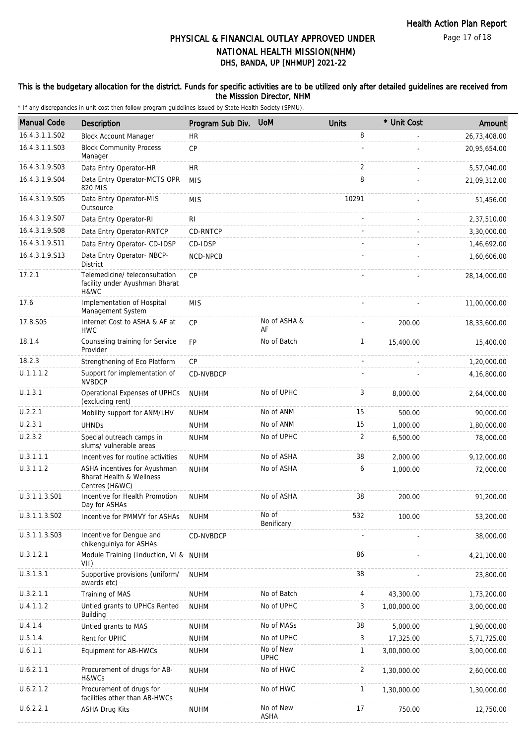# PHYSICAL & FINANCIAL OUTLAY APPROVED UNDER NATIONAL HEALTH MISSION(NHM)

## DHS, BANDA, UP [NHMUP] 2021-22

### This is the budgetary allocation for the district. Funds for specific activities are to be utilized only after detailed guidelines are received from the Misssion Director, NHM

\* If any discrepancies in unit cost then follow program guidelines issued by State Health Society (SPMU).

| Manual Code | Description | Program Sub Div. | UoM | Units | * Unit Cost | Amount |
|---|---|---|---|---|---|---|
| 16.4.3.1.1.S02 | Block Account Manager | HR | | 8 | - | 26,73,408.00 |
| 16.4.3.1.1.S03 | Block Community Process Manager | CP | | - | - | 20,95,654.00 |
| 16.4.3.1.9.S03 | Data Entry Operator-HR | HR | | 2 | - | 5,57,040.00 |
| 16.4.3.1.9.S04 | Data Entry Operator-MCTS OPR 820 MIS | MIS | | 8 | - | 21,09,312.00 |
| 16.4.3.1.9.S05 | Data Entry Operator-MIS Outsource | MIS | | 10291 | - | 51,456.00 |
| 16.4.3.1.9.S07 | Data Entry Operator-RI | RI | | - | - | 2,37,510.00 |
| 16.4.3.1.9.S08 | Data Entry Operator-RNTCP | CD-RNTCP | | - | - | 3,30,000.00 |
| 16.4.3.1.9.S11 | Data Entry Operator- CD-IDSP | CD-IDSP | | - | - | 1,46,692.00 |
| 16.4.3.1.9.S13 | Data Entry Operator- NBCP-District | NCD-NPCB | | - | - | 1,60,606.00 |
| 17.2.1 | Telemedicine/ teleconsultation facility under Ayushman Bharat H&WC | CP | | - | - | 28,14,000.00 |
| 17.6 | Implementation of Hospital Management System | MIS | | - | - | 11,00,000.00 |
| 17.8.S05 | Internet Cost to ASHA & AF at HWC | CP | No of ASHA & AF | - | 200.00 | 18,33,600.00 |
| 18.1.4 | Counseling training for Service Provider | FP | No of Batch | 1 | 15,400.00 | 15,400.00 |
| 18.2.3 | Strengthening of Eco Platform | CP | | - | - | 1,20,000.00 |
| U.1.1.1.2 | Support for implementation of NVBDCP | CD-NVBDCP | | - | - | 4,16,800.00 |
| U.1.3.1 | Operational Expenses of UPHCs (excluding rent) | NUHM | No of UPHC | 3 | 8,000.00 | 2,64,000.00 |
| U.2.2.1 | Mobility support for ANM/LHV | NUHM | No of ANM | 15 | 500.00 | 90,000.00 |
| U.2.3.1 | UHNDs | NUHM | No of ANM | 15 | 1,000.00 | 1,80,000.00 |
| U.2.3.2 | Special outreach camps in slums/ vulnerable areas | NUHM | No of UPHC | 2 | 6,500.00 | 78,000.00 |
| U.3.1.1.1 | Incentives for routine activities | NUHM | No of ASHA | 38 | 2,000.00 | 9,12,000.00 |
| U.3.1.1.2 | ASHA incentives for Ayushman Bharat Health & Wellness Centres (H&WC) | NUHM | No of ASHA | 6 | 1,000.00 | 72,000.00 |
| U.3.1.1.3.S01 | Incentive for Health Promotion Day for ASHAs | NUHM | No of ASHA | 38 | 200.00 | 91,200.00 |
| U.3.1.1.3.S02 | Incentive for PMMVY for ASHAs | NUHM | No of Benificary | 532 | 100.00 | 53,200.00 |
| U.3.1.1.3.S03 | Incentive for Dengue and chikenguiniya for ASHAs | CD-NVBDCP | | - | - | 38,000.00 |
| U.3.1.2.1 | Module Training (Induction, VI & VII) | NUHM | | 86 | - | 4,21,100.00 |
| U.3.1.3.1 | Supportive provisions (uniform/ awards etc) | NUHM | | 38 | - | 23,800.00 |
| U.3.2.1.1 | Training of MAS | NUHM | No of Batch | 4 | 43,300.00 | 1,73,200.00 |
| U.4.1.1.2 | Untied grants to UPHCs Rented Building | NUHM | No of UPHC | 3 | 1,00,000.00 | 3,00,000.00 |
| U.4.1.4 | Untied grants to MAS | NUHM | No of MASs | 38 | 5,000.00 | 1,90,000.00 |
| U.5.1.4. | Rent for UPHC | NUHM | No of UPHC | 3 | 17,325.00 | 5,71,725.00 |
| U.6.1.1 | Equipment for AB-HWCs | NUHM | No of New UPHC | 1 | 3,00,000.00 | 3,00,000.00 |
| U.6.2.1.1 | Procurement of drugs for AB-H&WCs | NUHM | No of HWC | 2 | 1,30,000.00 | 2,60,000.00 |
| U.6.2.1.2 | Procurement of drugs for facilities other than AB-HWCs | NUHM | No of HWC | 1 | 1,30,000.00 | 1,30,000.00 |
| U.6.2.2.1 | ASHA Drug Kits | NUHM | No of New ASHA | 17 | 750.00 | 12,750.00 |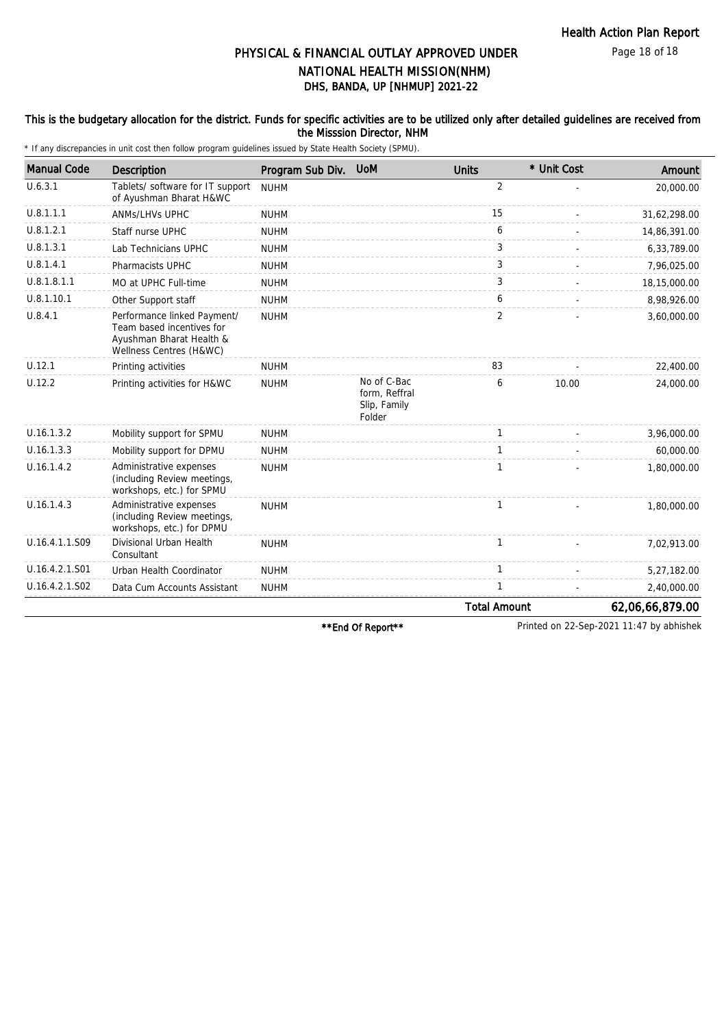# PHYSICAL & FINANCIAL OUTLAY APPROVED UNDER NATIONAL HEALTH MISSION(NHM)

## DHS, BANDA, UP [NHMUP] 2021-22

**This is the budgetary allocation for the district. Funds for specific activities are to be utilized only after detailed guidelines are received from the Misssion Director, NHM**

* If any discrepancies in unit cost then follow program guidelines issued by State Health Society (SPMU).

| Manual Code | Description | Program Sub Div. | UoM | Units | * Unit Cost | Amount |
|---|---|---|---|---|---|---|
| U.6.3.1 | Tablets/ software for IT support of Ayushman Bharat H&WC | NUHM | | 2 | - | 20,000.00 |
| U.8.1.1.1 | ANMs/LHVs UPHC | NUHM | | 15 | - | 31,62,298.00 |
| U.8.1.2.1 | Staff nurse UPHC | NUHM | | 6 | - | 14,86,391.00 |
| U.8.1.3.1 | Lab Technicians UPHC | NUHM | | 3 | - | 6,33,789.00 |
| U.8.1.4.1 | Pharmacists UPHC | NUHM | | 3 | - | 7,96,025.00 |
| U.8.1.8.1.1 | MO at UPHC Full-time | NUHM | | 3 | - | 18,15,000.00 |
| U.8.1.10.1 | Other Support staff | NUHM | | 6 | - | 8,98,926.00 |
| U.8.4.1 | Performance linked Payment/ Team based incentives for Ayushman Bharat Health & Wellness Centres (H&WC) | NUHM | | 2 | - | 3,60,000.00 |
| U.12.1 | Printing activities | NUHM | | 83 | - | 22,400.00 |
| U.12.2 | Printing activities for H&WC | NUHM | No of C-Bac form, Reffral Slip, Family Folder | 6 | 10.00 | 24,000.00 |
| U.16.1.3.2 | Mobility support for SPMU | NUHM | | 1 | - | 3,96,000.00 |
| U.16.1.3.3 | Mobility support for DPMU | NUHM | | 1 | - | 60,000.00 |
| U.16.1.4.2 | Administrative expenses (including Review meetings, workshops, etc.) for SPMU | NUHM | | 1 | - | 1,80,000.00 |
| U.16.1.4.3 | Administrative expenses (including Review meetings, workshops, etc.) for DPMU | NUHM | | 1 | - | 1,80,000.00 |
| U.16.4.1.1.S09 | Divisional Urban Health Consultant | NUHM | | 1 | - | 7,02,913.00 |
| U.16.4.2.1.S01 | Urban Health Coordinator | NUHM | | 1 | - | 5,27,182.00 |
| U.16.4.2.1.S02 | Data Cum Accounts Assistant | NUHM | | 1 | - | 2,40,000.00 |
| | | | | **Total Amount** | | **62,06,66,879.00** |

**End Of Report**

Printed on 22-Sep-2021 11:47 by abhishek